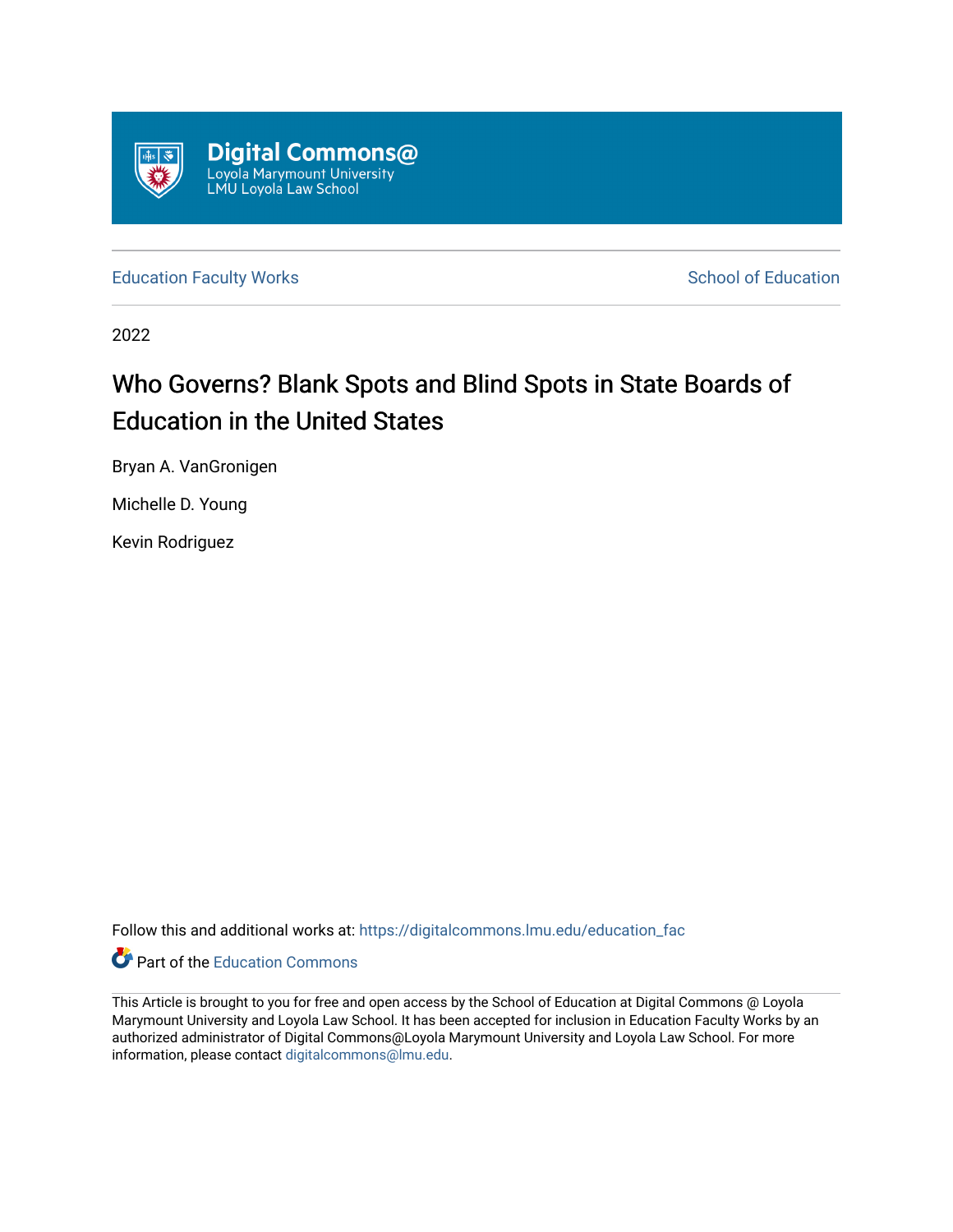Digital Commons@ Loyola Marymount University LMU Loyola Law School

Education Faculty Works | School of Education

2022

# Who Governs? Blank Spots and Blind Spots in State Boards of Education in the United States

Bryan A. VanGronigen

Michelle D. Young

Kevin Rodriguez

Follow this and additional works at: https://digitalcommons.lmu.edu/education_fac

Part of the Education Commons

This Article is brought to you for free and open access by the School of Education at Digital Commons @ Loyola Marymount University and Loyola Law School. It has been accepted for inclusion in Education Faculty Works by an authorized administrator of Digital Commons@Loyola Marymount University and Loyola Law School. For more information, please contact digitalcommons@lmu.edu.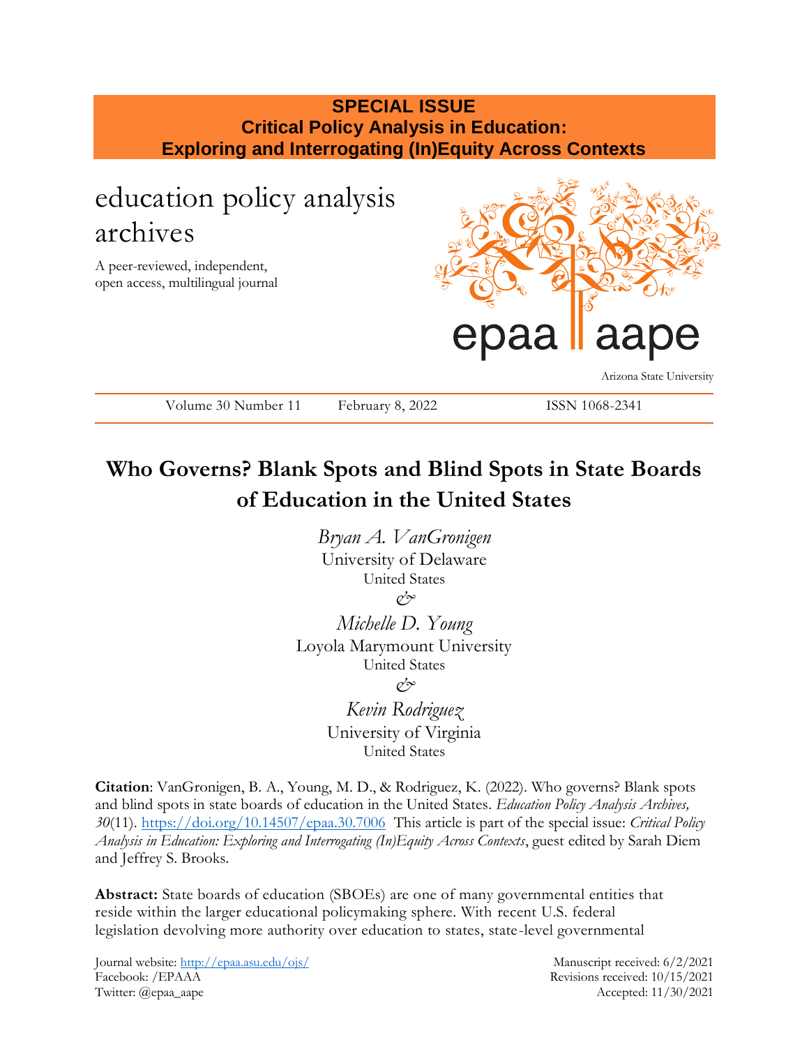SPECIAL ISSUE
**Critical Policy Analysis in Education: Exploring and Interrogating (In)Equity Across Contexts**

# education policy analysis archives

A peer-reviewed, independent, open access, multilingual journal

epaa aape

Arizona State University

Volume 30 Number 11 February 8, 2022 ISSN 1068-2341

# Who Governs? Blank Spots and Blind Spots in State Boards of Education in the United States

*Bryan A. VanGronigen*
University of Delaware
United States
*&*
*Michelle D. Young*
Loyola Marymount University
United States
*&*
*Kevin Rodriguez*
University of Virginia
United States

**Citation**: VanGronigen, B. A., Young, M. D., & Rodriguez, K. (2022). Who governs? Blank spots and blind spots in state boards of education in the United States. *Education Policy Analysis Archives, 30*(11). https://doi.org/10.14507/epaa.30.7006 This article is part of the special issue: *Critical Policy Analysis in Education: Exploring and Interrogating (In)Equity Across Contexts*, guest edited by Sarah Diem and Jeffrey S. Brooks.

**Abstract:** State boards of education (SBOEs) are one of many governmental entities that reside within the larger educational policymaking sphere. With recent U.S. federal legislation devolving more authority over education to states, state-level governmental

Journal website: http://epaa.asu.edu/ojs/
Facebook: /EPAAA
Twitter: @epaa_aape

Manuscript received: 6/2/2021
Revisions received: 10/15/2021
Accepted: 11/30/2021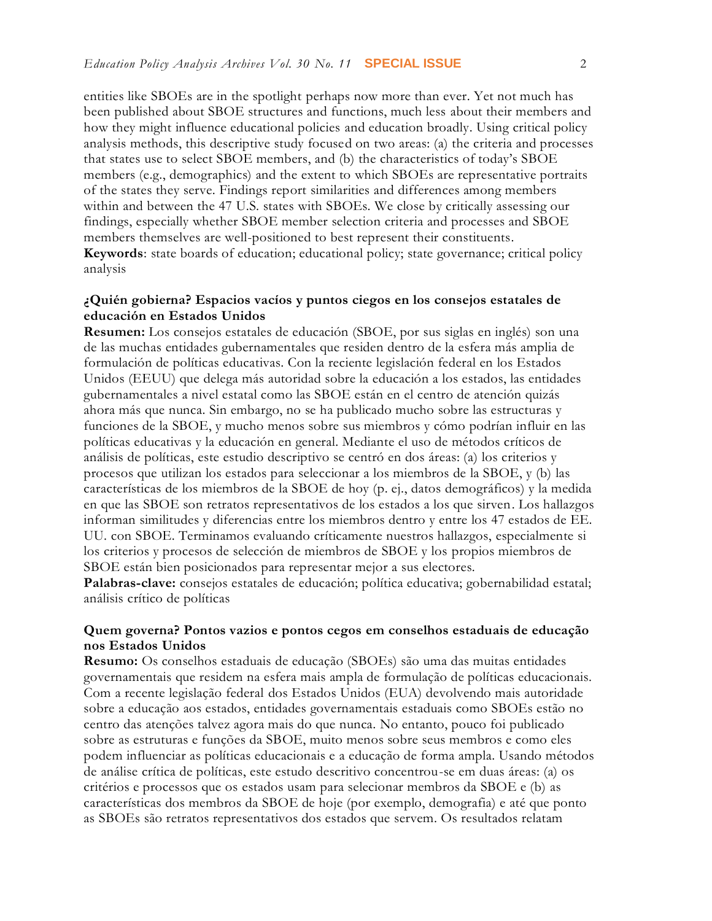entities like SBOEs are in the spotlight perhaps now more than ever. Yet not much has been published about SBOE structures and functions, much less about their members and how they might influence educational policies and education broadly. Using critical policy analysis methods, this descriptive study focused on two areas: (a) the criteria and processes that states use to select SBOE members, and (b) the characteristics of today's SBOE members (e.g., demographics) and the extent to which SBOEs are representative portraits of the states they serve. Findings report similarities and differences among members within and between the 47 U.S. states with SBOEs. We close by critically assessing our findings, especially whether SBOE member selection criteria and processes and SBOE members themselves are well-positioned to best represent their constituents.
**Keywords**: state boards of education; educational policy; state governance; critical policy analysis

### ¿Quién gobierna? Espacios vacíos y puntos ciegos en los consejos estatales de educación en Estados Unidos

**Resumen:** Los consejos estatales de educación (SBOE, por sus siglas en inglés) son una de las muchas entidades gubernamentales que residen dentro de la esfera más amplia de formulación de políticas educativas. Con la reciente legislación federal en los Estados Unidos (EEUU) que delega más autoridad sobre la educación a los estados, las entidades gubernamentales a nivel estatal como las SBOE están en el centro de atención quizás ahora más que nunca. Sin embargo, no se ha publicado mucho sobre las estructuras y funciones de la SBOE, y mucho menos sobre sus miembros y cómo podrían influir en las políticas educativas y la educación en general. Mediante el uso de métodos críticos de análisis de políticas, este estudio descriptivo se centró en dos áreas: (a) los criterios y procesos que utilizan los estados para seleccionar a los miembros de la SBOE, y (b) las características de los miembros de la SBOE de hoy (p. ej., datos demográficos) y la medida en que las SBOE son retratos representativos de los estados a los que sirven. Los hallazgos informan similitudes y diferencias entre los miembros dentro y entre los 47 estados de EE. UU. con SBOE. Terminamos evaluando críticamente nuestros hallazgos, especialmente si los criterios y procesos de selección de miembros de SBOE y los propios miembros de SBOE están bien posicionados para representar mejor a sus electores.
**Palabras-clave:** consejos estatales de educación; política educativa; gobernabilidad estatal; análisis crítico de políticas

### Quem governa? Pontos vazios e pontos cegos em conselhos estaduais de educação nos Estados Unidos

**Resumo:** Os conselhos estaduais de educação (SBOEs) são uma das muitas entidades governamentais que residem na esfera mais ampla de formulação de políticas educacionais. Com a recente legislação federal dos Estados Unidos (EUA) devolvendo mais autoridade sobre a educação aos estados, entidades governamentais estaduais como SBOEs estão no centro das atenções talvez agora mais do que nunca. No entanto, pouco foi publicado sobre as estruturas e funções da SBOE, muito menos sobre seus membros e como eles podem influenciar as políticas educacionais e a educação de forma ampla. Usando métodos de análise crítica de políticas, este estudo descritivo concentrou-se em duas áreas: (a) os critérios e processos que os estados usam para selecionar membros da SBOE e (b) as características dos membros da SBOE de hoje (por exemplo, demografia) e até que ponto as SBOEs são retratos representativos dos estados que servem. Os resultados relatam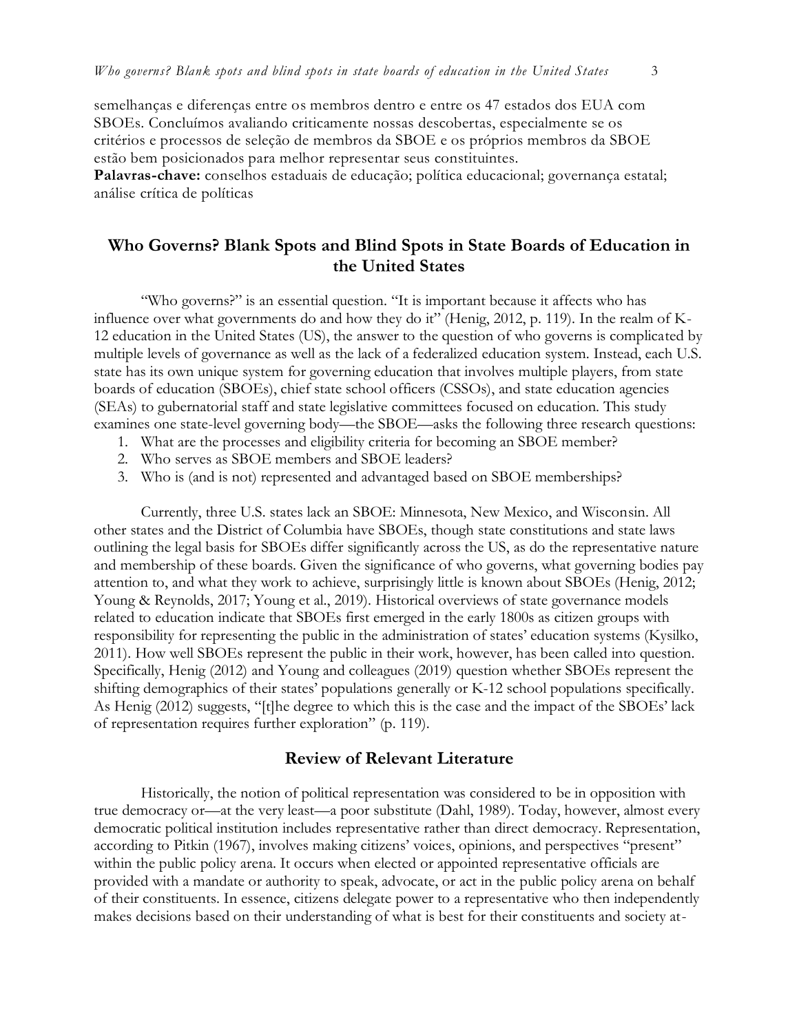semelhanças e diferenças entre os membros dentro e entre os 47 estados dos EUA com SBOEs. Concluímos avaliando criticamente nossas descobertas, especialmente se os critérios e processos de seleção de membros da SBOE e os próprios membros da SBOE estão bem posicionados para melhor representar seus constituintes.
**Palavras-chave:** conselhos estaduais de educação; política educacional; governança estatal; análise crítica de políticas

## Who Governs? Blank Spots and Blind Spots in State Boards of Education in the United States

"Who governs?" is an essential question. "It is important because it affects who has influence over what governments do and how they do it" (Henig, 2012, p. 119). In the realm of K-12 education in the United States (US), the answer to the question of who governs is complicated by multiple levels of governance as well as the lack of a federalized education system. Instead, each U.S. state has its own unique system for governing education that involves multiple players, from state boards of education (SBOEs), chief state school officers (CSSOs), and state education agencies (SEAs) to gubernatorial staff and state legislative committees focused on education. This study examines one state-level governing body—the SBOE—asks the following three research questions:

1. What are the processes and eligibility criteria for becoming an SBOE member?
2. Who serves as SBOE members and SBOE leaders?
3. Who is (and is not) represented and advantaged based on SBOE memberships?

Currently, three U.S. states lack an SBOE: Minnesota, New Mexico, and Wisconsin. All other states and the District of Columbia have SBOEs, though state constitutions and state laws outlining the legal basis for SBOEs differ significantly across the US, as do the representative nature and membership of these boards. Given the significance of who governs, what governing bodies pay attention to, and what they work to achieve, surprisingly little is known about SBOEs (Henig, 2012; Young & Reynolds, 2017; Young et al., 2019). Historical overviews of state governance models related to education indicate that SBOEs first emerged in the early 1800s as citizen groups with responsibility for representing the public in the administration of states' education systems (Kysilko, 2011). How well SBOEs represent the public in their work, however, has been called into question. Specifically, Henig (2012) and Young and colleagues (2019) question whether SBOEs represent the shifting demographics of their states' populations generally or K-12 school populations specifically. As Henig (2012) suggests, "[t]he degree to which this is the case and the impact of the SBOEs' lack of representation requires further exploration" (p. 119).

## Review of Relevant Literature

Historically, the notion of political representation was considered to be in opposition with true democracy or—at the very least—a poor substitute (Dahl, 1989). Today, however, almost every democratic political institution includes representative rather than direct democracy. Representation, according to Pitkin (1967), involves making citizens' voices, opinions, and perspectives "present" within the public policy arena. It occurs when elected or appointed representative officials are provided with a mandate or authority to speak, advocate, or act in the public policy arena on behalf of their constituents. In essence, citizens delegate power to a representative who then independently makes decisions based on their understanding of what is best for their constituents and society at-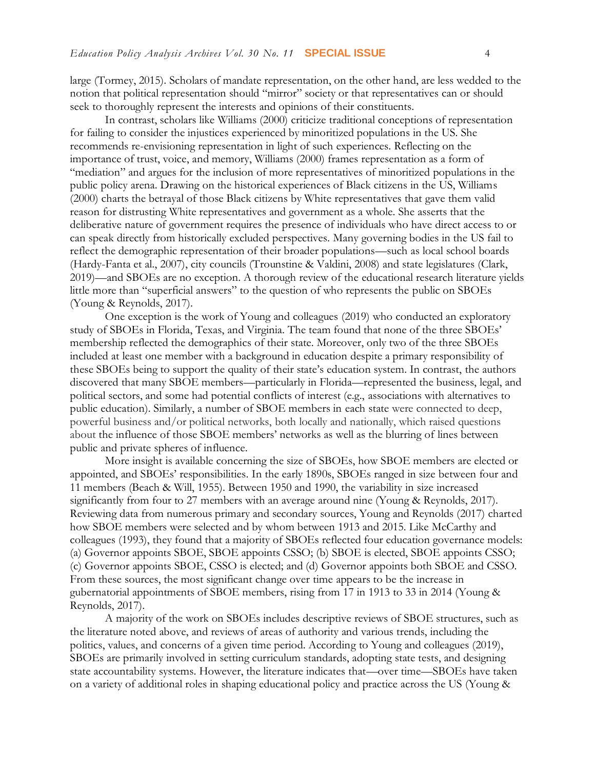large (Tormey, 2015). Scholars of mandate representation, on the other hand, are less wedded to the notion that political representation should "mirror" society or that representatives can or should seek to thoroughly represent the interests and opinions of their constituents.

In contrast, scholars like Williams (2000) criticize traditional conceptions of representation for failing to consider the injustices experienced by minoritized populations in the US. She recommends re-envisioning representation in light of such experiences. Reflecting on the importance of trust, voice, and memory, Williams (2000) frames representation as a form of "mediation" and argues for the inclusion of more representatives of minoritized populations in the public policy arena. Drawing on the historical experiences of Black citizens in the US, Williams (2000) charts the betrayal of those Black citizens by White representatives that gave them valid reason for distrusting White representatives and government as a whole. She asserts that the deliberative nature of government requires the presence of individuals who have direct access to or can speak directly from historically excluded perspectives. Many governing bodies in the US fail to reflect the demographic representation of their broader populations—such as local school boards (Hardy-Fanta et al., 2007), city councils (Trounstine & Valdini, 2008) and state legislatures (Clark, 2019)—and SBOEs are no exception. A thorough review of the educational research literature yields little more than "superficial answers" to the question of who represents the public on SBOEs (Young & Reynolds, 2017).

One exception is the work of Young and colleagues (2019) who conducted an exploratory study of SBOEs in Florida, Texas, and Virginia. The team found that none of the three SBOEs' membership reflected the demographics of their state. Moreover, only two of the three SBOEs included at least one member with a background in education despite a primary responsibility of these SBOEs being to support the quality of their state's education system. In contrast, the authors discovered that many SBOE members—particularly in Florida—represented the business, legal, and political sectors, and some had potential conflicts of interest (e.g., associations with alternatives to public education). Similarly, a number of SBOE members in each state were connected to deep, powerful business and/or political networks, both locally and nationally, which raised questions about the influence of those SBOE members' networks as well as the blurring of lines between public and private spheres of influence.

More insight is available concerning the size of SBOEs, how SBOE members are elected or appointed, and SBOEs' responsibilities. In the early 1890s, SBOEs ranged in size between four and 11 members (Beach & Will, 1955). Between 1950 and 1990, the variability in size increased significantly from four to 27 members with an average around nine (Young & Reynolds, 2017). Reviewing data from numerous primary and secondary sources, Young and Reynolds (2017) charted how SBOE members were selected and by whom between 1913 and 2015. Like McCarthy and colleagues (1993), they found that a majority of SBOEs reflected four education governance models: (a) Governor appoints SBOE, SBOE appoints CSSO; (b) SBOE is elected, SBOE appoints CSSO; (c) Governor appoints SBOE, CSSO is elected; and (d) Governor appoints both SBOE and CSSO. From these sources, the most significant change over time appears to be the increase in gubernatorial appointments of SBOE members, rising from 17 in 1913 to 33 in 2014 (Young & Reynolds, 2017).

A majority of the work on SBOEs includes descriptive reviews of SBOE structures, such as the literature noted above, and reviews of areas of authority and various trends, including the politics, values, and concerns of a given time period. According to Young and colleagues (2019), SBOEs are primarily involved in setting curriculum standards, adopting state tests, and designing state accountability systems. However, the literature indicates that—over time—SBOEs have taken on a variety of additional roles in shaping educational policy and practice across the US (Young &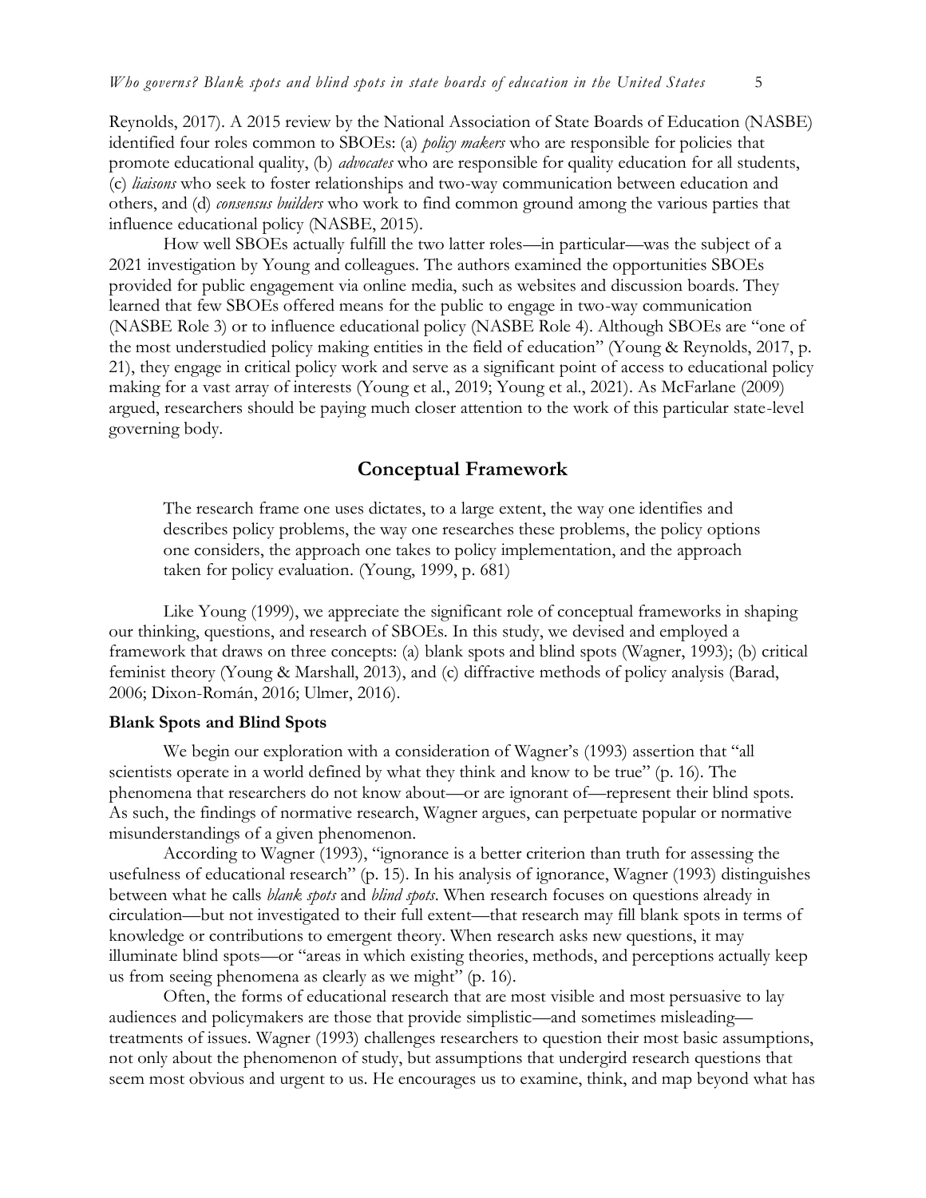Reynolds, 2017). A 2015 review by the National Association of State Boards of Education (NASBE) identified four roles common to SBOEs: (a) *policy makers* who are responsible for policies that promote educational quality, (b) *advocates* who are responsible for quality education for all students, (c) *liaisons* who seek to foster relationships and two-way communication between education and others, and (d) *consensus builders* who work to find common ground among the various parties that influence educational policy (NASBE, 2015).

How well SBOEs actually fulfill the two latter roles—in particular—was the subject of a 2021 investigation by Young and colleagues. The authors examined the opportunities SBOEs provided for public engagement via online media, such as websites and discussion boards. They learned that few SBOEs offered means for the public to engage in two-way communication (NASBE Role 3) or to influence educational policy (NASBE Role 4). Although SBOEs are "one of the most understudied policy making entities in the field of education" (Young & Reynolds, 2017, p. 21), they engage in critical policy work and serve as a significant point of access to educational policy making for a vast array of interests (Young et al., 2019; Young et al., 2021). As McFarlane (2009) argued, researchers should be paying much closer attention to the work of this particular state-level governing body.

## Conceptual Framework

> The research frame one uses dictates, to a large extent, the way one identifies and describes policy problems, the way one researches these problems, the policy options one considers, the approach one takes to policy implementation, and the approach taken for policy evaluation. (Young, 1999, p. 681)

Like Young (1999), we appreciate the significant role of conceptual frameworks in shaping our thinking, questions, and research of SBOEs. In this study, we devised and employed a framework that draws on three concepts: (a) blank spots and blind spots (Wagner, 1993); (b) critical feminist theory (Young & Marshall, 2013), and (c) diffractive methods of policy analysis (Barad, 2006; Dixon-Román, 2016; Ulmer, 2016).

### Blank Spots and Blind Spots

We begin our exploration with a consideration of Wagner's (1993) assertion that "all scientists operate in a world defined by what they think and know to be true" (p. 16). The phenomena that researchers do not know about—or are ignorant of—represent their blind spots. As such, the findings of normative research, Wagner argues, can perpetuate popular or normative misunderstandings of a given phenomenon.

According to Wagner (1993), "ignorance is a better criterion than truth for assessing the usefulness of educational research" (p. 15). In his analysis of ignorance, Wagner (1993) distinguishes between what he calls *blank spots* and *blind spots*. When research focuses on questions already in circulation—but not investigated to their full extent—that research may fill blank spots in terms of knowledge or contributions to emergent theory. When research asks new questions, it may illuminate blind spots—or "areas in which existing theories, methods, and perceptions actually keep us from seeing phenomena as clearly as we might" (p. 16).

Often, the forms of educational research that are most visible and most persuasive to lay audiences and policymakers are those that provide simplistic—and sometimes misleading—treatments of issues. Wagner (1993) challenges researchers to question their most basic assumptions, not only about the phenomenon of study, but assumptions that undergird research questions that seem most obvious and urgent to us. He encourages us to examine, think, and map beyond what has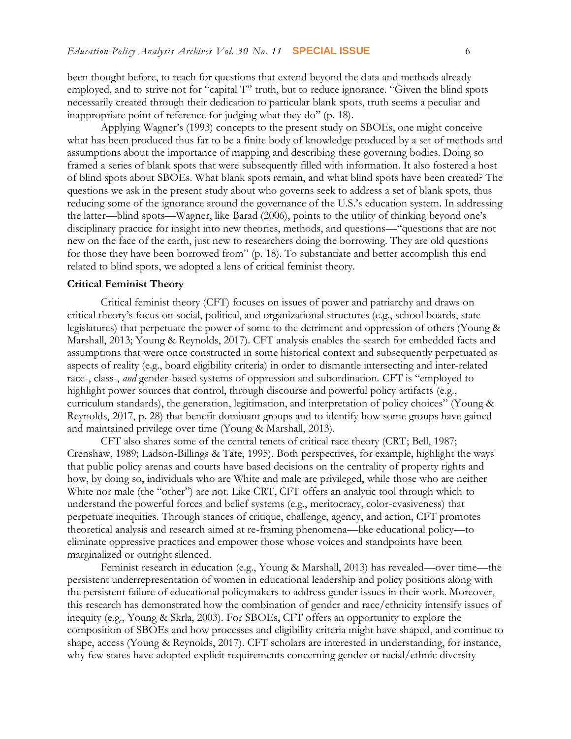been thought before, to reach for questions that extend beyond the data and methods already employed, and to strive not for "capital T" truth, but to reduce ignorance. "Given the blind spots necessarily created through their dedication to particular blank spots, truth seems a peculiar and inappropriate point of reference for judging what they do" (p. 18).

Applying Wagner's (1993) concepts to the present study on SBOEs, one might conceive what has been produced thus far to be a finite body of knowledge produced by a set of methods and assumptions about the importance of mapping and describing these governing bodies. Doing so framed a series of blank spots that were subsequently filled with information. It also fostered a host of blind spots about SBOEs. What blank spots remain, and what blind spots have been created? The questions we ask in the present study about who governs seek to address a set of blank spots, thus reducing some of the ignorance around the governance of the U.S.'s education system. In addressing the latter—blind spots—Wagner, like Barad (2006), points to the utility of thinking beyond one's disciplinary practice for insight into new theories, methods, and questions—"questions that are not new on the face of the earth, just new to researchers doing the borrowing. They are old questions for those they have been borrowed from" (p. 18). To substantiate and better accomplish this end related to blind spots, we adopted a lens of critical feminist theory.

### Critical Feminist Theory

Critical feminist theory (CFT) focuses on issues of power and patriarchy and draws on critical theory's focus on social, political, and organizational structures (e.g., school boards, state legislatures) that perpetuate the power of some to the detriment and oppression of others (Young & Marshall, 2013; Young & Reynolds, 2017). CFT analysis enables the search for embedded facts and assumptions that were once constructed in some historical context and subsequently perpetuated as aspects of reality (e.g., board eligibility criteria) in order to dismantle intersecting and inter-related race-, class-, *and* gender-based systems of oppression and subordination. CFT is "employed to highlight power sources that control, through discourse and powerful policy artifacts (e.g., curriculum standards), the generation, legitimation, and interpretation of policy choices" (Young & Reynolds, 2017, p. 28) that benefit dominant groups and to identify how some groups have gained and maintained privilege over time (Young & Marshall, 2013).

CFT also shares some of the central tenets of critical race theory (CRT; Bell, 1987; Crenshaw, 1989; Ladson-Billings & Tate, 1995). Both perspectives, for example, highlight the ways that public policy arenas and courts have based decisions on the centrality of property rights and how, by doing so, individuals who are White and male are privileged, while those who are neither White nor male (the "other") are not. Like CRT, CFT offers an analytic tool through which to understand the powerful forces and belief systems (e.g., meritocracy, color-evasiveness) that perpetuate inequities. Through stances of critique, challenge, agency, and action, CFT promotes theoretical analysis and research aimed at re-framing phenomena—like educational policy—to eliminate oppressive practices and empower those whose voices and standpoints have been marginalized or outright silenced.

Feminist research in education (e.g., Young & Marshall, 2013) has revealed—over time—the persistent underrepresentation of women in educational leadership and policy positions along with the persistent failure of educational policymakers to address gender issues in their work. Moreover, this research has demonstrated how the combination of gender and race/ethnicity intensify issues of inequity (e.g., Young & Skrla, 2003). For SBOEs, CFT offers an opportunity to explore the composition of SBOEs and how processes and eligibility criteria might have shaped, and continue to shape, access (Young & Reynolds, 2017). CFT scholars are interested in understanding, for instance, why few states have adopted explicit requirements concerning gender or racial/ethnic diversity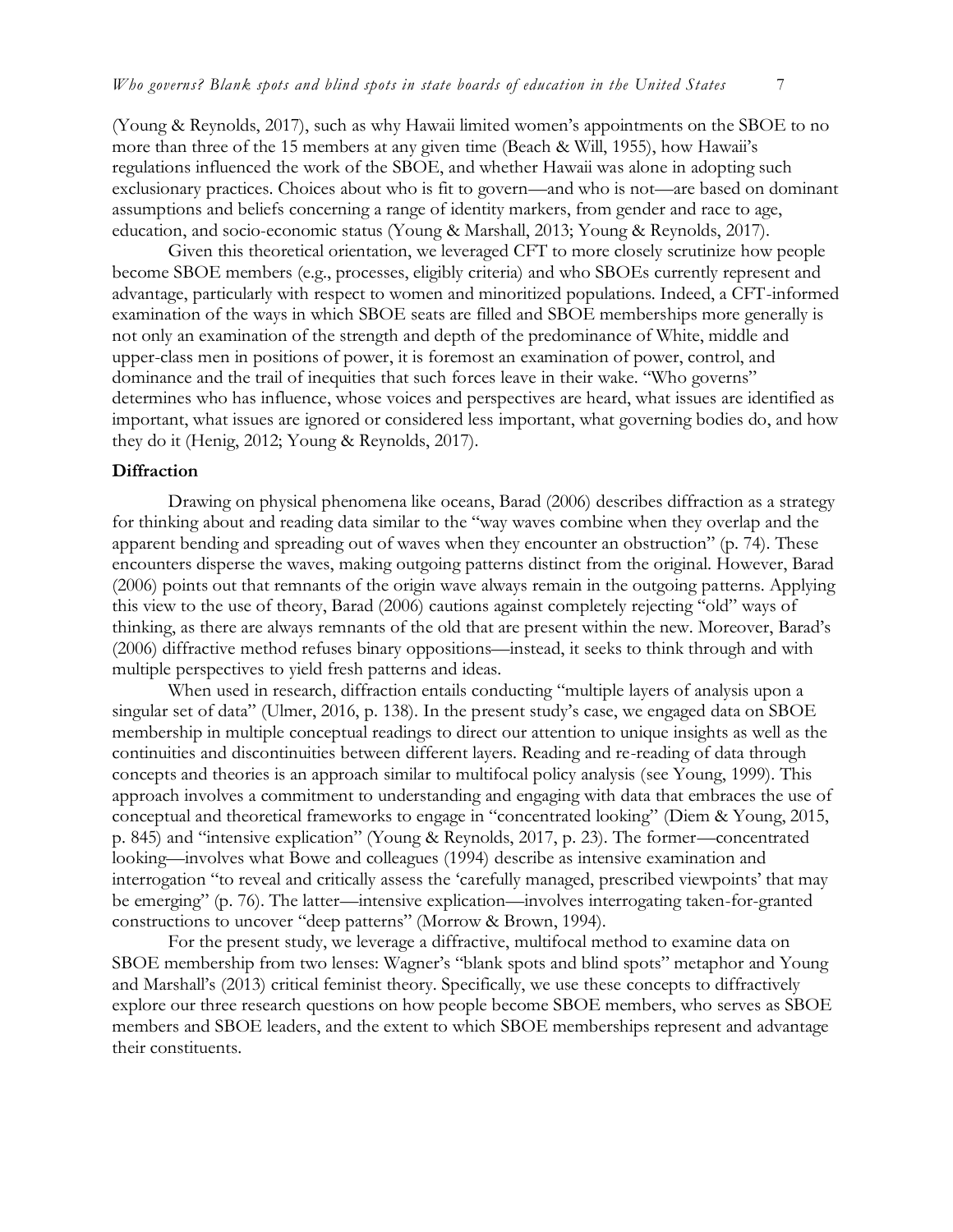(Young & Reynolds, 2017), such as why Hawaii limited women's appointments on the SBOE to no more than three of the 15 members at any given time (Beach & Will, 1955), how Hawaii's regulations influenced the work of the SBOE, and whether Hawaii was alone in adopting such exclusionary practices. Choices about who is fit to govern—and who is not—are based on dominant assumptions and beliefs concerning a range of identity markers, from gender and race to age, education, and socio-economic status (Young & Marshall, 2013; Young & Reynolds, 2017).

Given this theoretical orientation, we leveraged CFT to more closely scrutinize how people become SBOE members (e.g., processes, eligibly criteria) and who SBOEs currently represent and advantage, particularly with respect to women and minoritized populations. Indeed, a CFT-informed examination of the ways in which SBOE seats are filled and SBOE memberships more generally is not only an examination of the strength and depth of the predominance of White, middle and upper-class men in positions of power, it is foremost an examination of power, control, and dominance and the trail of inequities that such forces leave in their wake. "Who governs" determines who has influence, whose voices and perspectives are heard, what issues are identified as important, what issues are ignored or considered less important, what governing bodies do, and how they do it (Henig, 2012; Young & Reynolds, 2017).

**Diffraction**

Drawing on physical phenomena like oceans, Barad (2006) describes diffraction as a strategy for thinking about and reading data similar to the "way waves combine when they overlap and the apparent bending and spreading out of waves when they encounter an obstruction" (p. 74). These encounters disperse the waves, making outgoing patterns distinct from the original. However, Barad (2006) points out that remnants of the origin wave always remain in the outgoing patterns. Applying this view to the use of theory, Barad (2006) cautions against completely rejecting "old" ways of thinking, as there are always remnants of the old that are present within the new. Moreover, Barad's (2006) diffractive method refuses binary oppositions—instead, it seeks to think through and with multiple perspectives to yield fresh patterns and ideas.

When used in research, diffraction entails conducting "multiple layers of analysis upon a singular set of data" (Ulmer, 2016, p. 138). In the present study's case, we engaged data on SBOE membership in multiple conceptual readings to direct our attention to unique insights as well as the continuities and discontinuities between different layers. Reading and re-reading of data through concepts and theories is an approach similar to multifocal policy analysis (see Young, 1999). This approach involves a commitment to understanding and engaging with data that embraces the use of conceptual and theoretical frameworks to engage in "concentrated looking" (Diem & Young, 2015, p. 845) and "intensive explication" (Young & Reynolds, 2017, p. 23). The former—concentrated looking—involves what Bowe and colleagues (1994) describe as intensive examination and interrogation "to reveal and critically assess the 'carefully managed, prescribed viewpoints' that may be emerging" (p. 76). The latter—intensive explication—involves interrogating taken-for-granted constructions to uncover "deep patterns" (Morrow & Brown, 1994).

For the present study, we leverage a diffractive, multifocal method to examine data on SBOE membership from two lenses: Wagner's "blank spots and blind spots" metaphor and Young and Marshall's (2013) critical feminist theory. Specifically, we use these concepts to diffractively explore our three research questions on how people become SBOE members, who serves as SBOE members and SBOE leaders, and the extent to which SBOE memberships represent and advantage their constituents.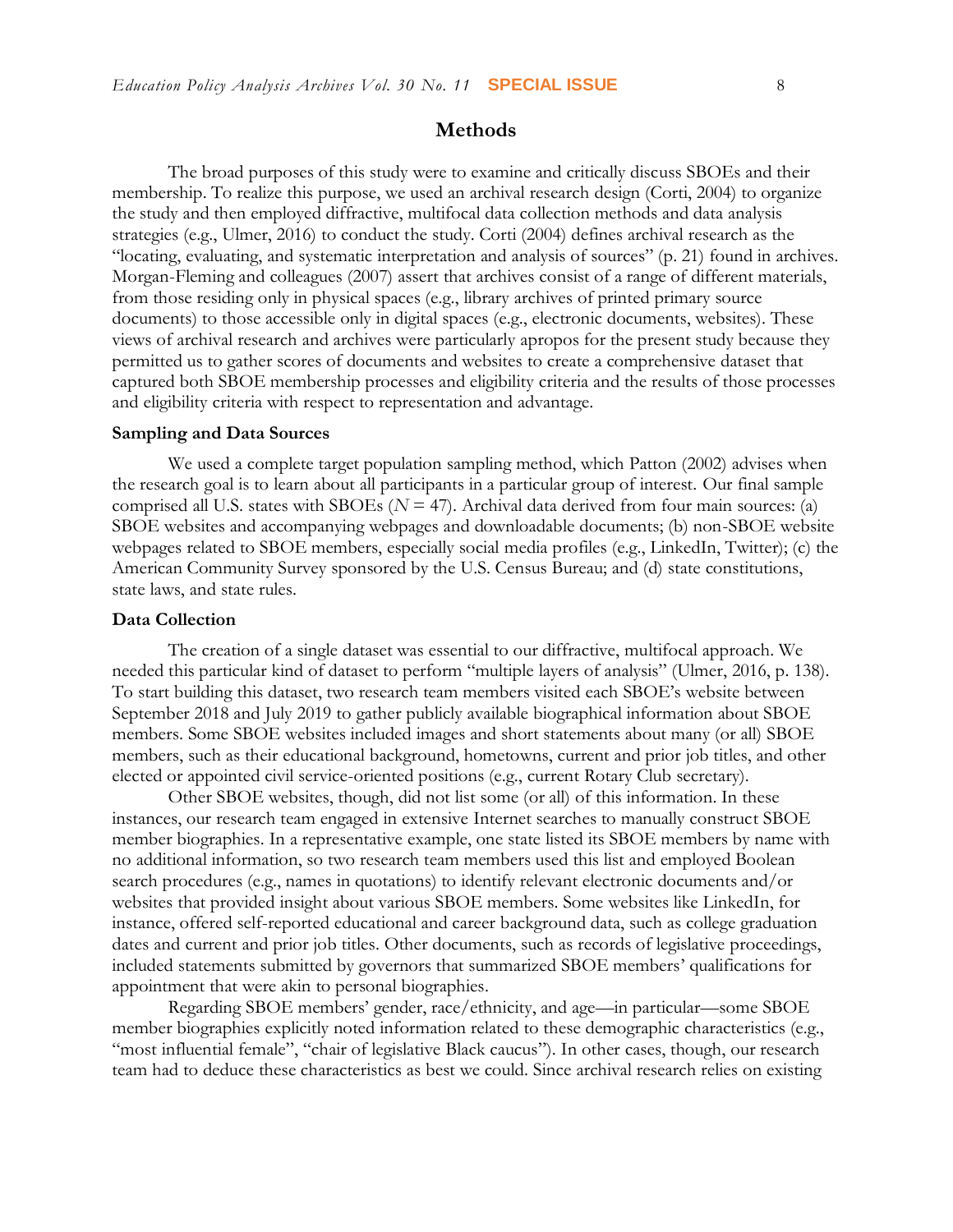## Methods

The broad purposes of this study were to examine and critically discuss SBOEs and their membership. To realize this purpose, we used an archival research design (Corti, 2004) to organize the study and then employed diffractive, multifocal data collection methods and data analysis strategies (e.g., Ulmer, 2016) to conduct the study. Corti (2004) defines archival research as the "locating, evaluating, and systematic interpretation and analysis of sources" (p. 21) found in archives. Morgan-Fleming and colleagues (2007) assert that archives consist of a range of different materials, from those residing only in physical spaces (e.g., library archives of printed primary source documents) to those accessible only in digital spaces (e.g., electronic documents, websites). These views of archival research and archives were particularly apropos for the present study because they permitted us to gather scores of documents and websites to create a comprehensive dataset that captured both SBOE membership processes and eligibility criteria and the results of those processes and eligibility criteria with respect to representation and advantage.

### Sampling and Data Sources

We used a complete target population sampling method, which Patton (2002) advises when the research goal is to learn about all participants in a particular group of interest. Our final sample comprised all U.S. states with SBOEs ($N = 47$). Archival data derived from four main sources: (a) SBOE websites and accompanying webpages and downloadable documents; (b) non-SBOE website webpages related to SBOE members, especially social media profiles (e.g., LinkedIn, Twitter); (c) the American Community Survey sponsored by the U.S. Census Bureau; and (d) state constitutions, state laws, and state rules.

### Data Collection

The creation of a single dataset was essential to our diffractive, multifocal approach. We needed this particular kind of dataset to perform "multiple layers of analysis" (Ulmer, 2016, p. 138). To start building this dataset, two research team members visited each SBOE's website between September 2018 and July 2019 to gather publicly available biographical information about SBOE members. Some SBOE websites included images and short statements about many (or all) SBOE members, such as their educational background, hometowns, current and prior job titles, and other elected or appointed civil service-oriented positions (e.g., current Rotary Club secretary).

Other SBOE websites, though, did not list some (or all) of this information. In these instances, our research team engaged in extensive Internet searches to manually construct SBOE member biographies. In a representative example, one state listed its SBOE members by name with no additional information, so two research team members used this list and employed Boolean search procedures (e.g., names in quotations) to identify relevant electronic documents and/or websites that provided insight about various SBOE members. Some websites like LinkedIn, for instance, offered self-reported educational and career background data, such as college graduation dates and current and prior job titles. Other documents, such as records of legislative proceedings, included statements submitted by governors that summarized SBOE members' qualifications for appointment that were akin to personal biographies.

Regarding SBOE members' gender, race/ethnicity, and age—in particular—some SBOE member biographies explicitly noted information related to these demographic characteristics (e.g., "most influential female", "chair of legislative Black caucus"). In other cases, though, our research team had to deduce these characteristics as best we could. Since archival research relies on existing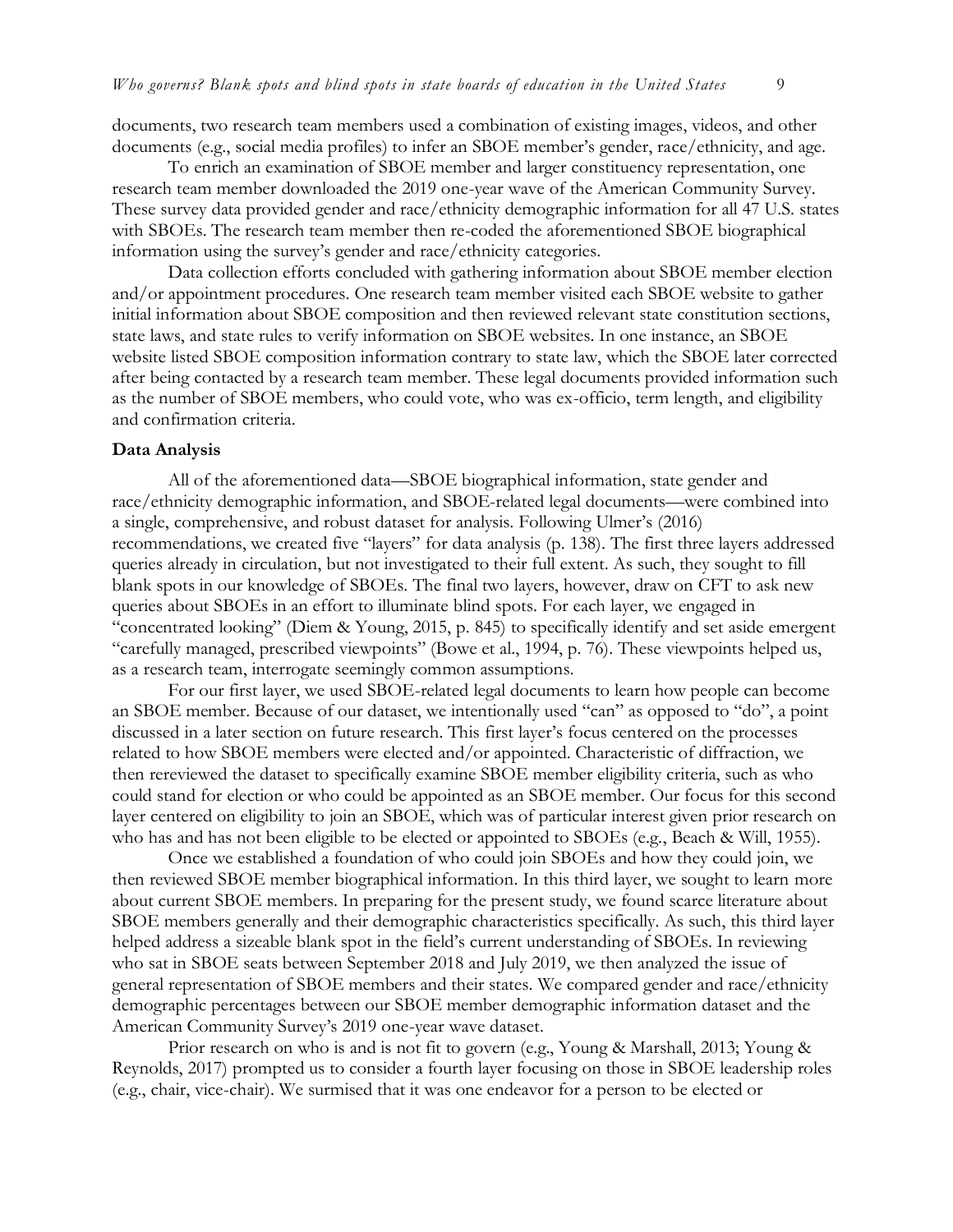documents, two research team members used a combination of existing images, videos, and other documents (e.g., social media profiles) to infer an SBOE member's gender, race/ethnicity, and age.

To enrich an examination of SBOE member and larger constituency representation, one research team member downloaded the 2019 one-year wave of the American Community Survey. These survey data provided gender and race/ethnicity demographic information for all 47 U.S. states with SBOEs. The research team member then re-coded the aforementioned SBOE biographical information using the survey's gender and race/ethnicity categories.

Data collection efforts concluded with gathering information about SBOE member election and/or appointment procedures. One research team member visited each SBOE website to gather initial information about SBOE composition and then reviewed relevant state constitution sections, state laws, and state rules to verify information on SBOE websites. In one instance, an SBOE website listed SBOE composition information contrary to state law, which the SBOE later corrected after being contacted by a research team member. These legal documents provided information such as the number of SBOE members, who could vote, who was ex-officio, term length, and eligibility and confirmation criteria.

**Data Analysis**

All of the aforementioned data—SBOE biographical information, state gender and race/ethnicity demographic information, and SBOE-related legal documents—were combined into a single, comprehensive, and robust dataset for analysis. Following Ulmer's (2016) recommendations, we created five "layers" for data analysis (p. 138). The first three layers addressed queries already in circulation, but not investigated to their full extent. As such, they sought to fill blank spots in our knowledge of SBOEs. The final two layers, however, draw on CFT to ask new queries about SBOEs in an effort to illuminate blind spots. For each layer, we engaged in "concentrated looking" (Diem & Young, 2015, p. 845) to specifically identify and set aside emergent "carefully managed, prescribed viewpoints" (Bowe et al., 1994, p. 76). These viewpoints helped us, as a research team, interrogate seemingly common assumptions.

For our first layer, we used SBOE-related legal documents to learn how people can become an SBOE member. Because of our dataset, we intentionally used "can" as opposed to "do", a point discussed in a later section on future research. This first layer's focus centered on the processes related to how SBOE members were elected and/or appointed. Characteristic of diffraction, we then rereviewed the dataset to specifically examine SBOE member eligibility criteria, such as who could stand for election or who could be appointed as an SBOE member. Our focus for this second layer centered on eligibility to join an SBOE, which was of particular interest given prior research on who has and has not been eligible to be elected or appointed to SBOEs (e.g., Beach & Will, 1955).

Once we established a foundation of who could join SBOEs and how they could join, we then reviewed SBOE member biographical information. In this third layer, we sought to learn more about current SBOE members. In preparing for the present study, we found scarce literature about SBOE members generally and their demographic characteristics specifically. As such, this third layer helped address a sizeable blank spot in the field's current understanding of SBOEs. In reviewing who sat in SBOE seats between September 2018 and July 2019, we then analyzed the issue of general representation of SBOE members and their states. We compared gender and race/ethnicity demographic percentages between our SBOE member demographic information dataset and the American Community Survey's 2019 one-year wave dataset.

Prior research on who is and is not fit to govern (e.g., Young & Marshall, 2013; Young & Reynolds, 2017) prompted us to consider a fourth layer focusing on those in SBOE leadership roles (e.g., chair, vice-chair). We surmised that it was one endeavor for a person to be elected or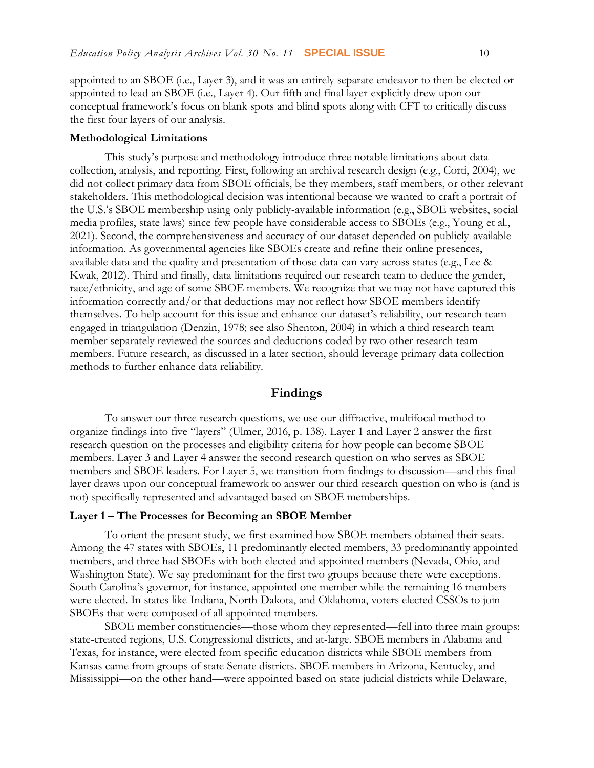appointed to an SBOE (i.e., Layer 3), and it was an entirely separate endeavor to then be elected or appointed to lead an SBOE (i.e., Layer 4). Our fifth and final layer explicitly drew upon our conceptual framework's focus on blank spots and blind spots along with CFT to critically discuss the first four layers of our analysis.

### Methodological Limitations

This study's purpose and methodology introduce three notable limitations about data collection, analysis, and reporting. First, following an archival research design (e.g., Corti, 2004), we did not collect primary data from SBOE officials, be they members, staff members, or other relevant stakeholders. This methodological decision was intentional because we wanted to craft a portrait of the U.S.'s SBOE membership using only publicly-available information (e.g., SBOE websites, social media profiles, state laws) since few people have considerable access to SBOEs (e.g., Young et al., 2021). Second, the comprehensiveness and accuracy of our dataset depended on publicly-available information. As governmental agencies like SBOEs create and refine their online presences, available data and the quality and presentation of those data can vary across states (e.g., Lee & Kwak, 2012). Third and finally, data limitations required our research team to deduce the gender, race/ethnicity, and age of some SBOE members. We recognize that we may not have captured this information correctly and/or that deductions may not reflect how SBOE members identify themselves. To help account for this issue and enhance our dataset's reliability, our research team engaged in triangulation (Denzin, 1978; see also Shenton, 2004) in which a third research team member separately reviewed the sources and deductions coded by two other research team members. Future research, as discussed in a later section, should leverage primary data collection methods to further enhance data reliability.

## Findings

To answer our three research questions, we use our diffractive, multifocal method to organize findings into five "layers" (Ulmer, 2016, p. 138). Layer 1 and Layer 2 answer the first research question on the processes and eligibility criteria for how people can become SBOE members. Layer 3 and Layer 4 answer the second research question on who serves as SBOE members and SBOE leaders. For Layer 5, we transition from findings to discussion—and this final layer draws upon our conceptual framework to answer our third research question on who is (and is not) specifically represented and advantaged based on SBOE memberships.

### Layer 1 – The Processes for Becoming an SBOE Member

To orient the present study, we first examined how SBOE members obtained their seats. Among the 47 states with SBOEs, 11 predominantly elected members, 33 predominantly appointed members, and three had SBOEs with both elected and appointed members (Nevada, Ohio, and Washington State). We say predominant for the first two groups because there were exceptions. South Carolina's governor, for instance, appointed one member while the remaining 16 members were elected. In states like Indiana, North Dakota, and Oklahoma, voters elected CSSOs to join SBOEs that were composed of all appointed members.

SBOE member constituencies—those whom they represented—fell into three main groups: state-created regions, U.S. Congressional districts, and at-large. SBOE members in Alabama and Texas, for instance, were elected from specific education districts while SBOE members from Kansas came from groups of state Senate districts. SBOE members in Arizona, Kentucky, and Mississippi—on the other hand—were appointed based on state judicial districts while Delaware,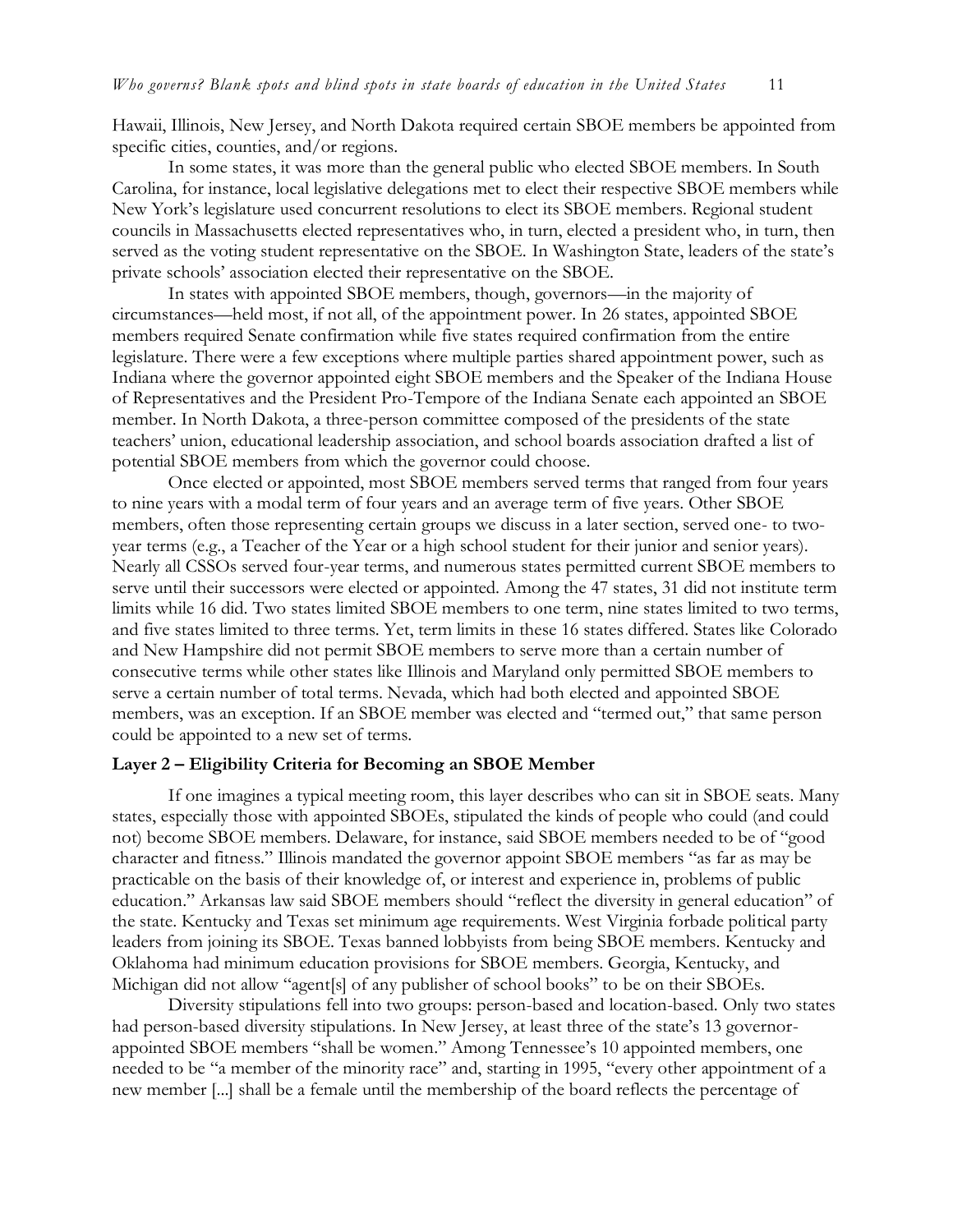Hawaii, Illinois, New Jersey, and North Dakota required certain SBOE members be appointed from specific cities, counties, and/or regions.

In some states, it was more than the general public who elected SBOE members. In South Carolina, for instance, local legislative delegations met to elect their respective SBOE members while New York's legislature used concurrent resolutions to elect its SBOE members. Regional student councils in Massachusetts elected representatives who, in turn, elected a president who, in turn, then served as the voting student representative on the SBOE. In Washington State, leaders of the state's private schools' association elected their representative on the SBOE.

In states with appointed SBOE members, though, governors—in the majority of circumstances—held most, if not all, of the appointment power. In 26 states, appointed SBOE members required Senate confirmation while five states required confirmation from the entire legislature. There were a few exceptions where multiple parties shared appointment power, such as Indiana where the governor appointed eight SBOE members and the Speaker of the Indiana House of Representatives and the President Pro-Tempore of the Indiana Senate each appointed an SBOE member. In North Dakota, a three-person committee composed of the presidents of the state teachers' union, educational leadership association, and school boards association drafted a list of potential SBOE members from which the governor could choose.

Once elected or appointed, most SBOE members served terms that ranged from four years to nine years with a modal term of four years and an average term of five years. Other SBOE members, often those representing certain groups we discuss in a later section, served one- to two-year terms (e.g., a Teacher of the Year or a high school student for their junior and senior years). Nearly all CSSOs served four-year terms, and numerous states permitted current SBOE members to serve until their successors were elected or appointed. Among the 47 states, 31 did not institute term limits while 16 did. Two states limited SBOE members to one term, nine states limited to two terms, and five states limited to three terms. Yet, term limits in these 16 states differed. States like Colorado and New Hampshire did not permit SBOE members to serve more than a certain number of consecutive terms while other states like Illinois and Maryland only permitted SBOE members to serve a certain number of total terms. Nevada, which had both elected and appointed SBOE members, was an exception. If an SBOE member was elected and "termed out," that same person could be appointed to a new set of terms.

### Layer 2 – Eligibility Criteria for Becoming an SBOE Member

If one imagines a typical meeting room, this layer describes who can sit in SBOE seats. Many states, especially those with appointed SBOEs, stipulated the kinds of people who could (and could not) become SBOE members. Delaware, for instance, said SBOE members needed to be of "good character and fitness." Illinois mandated the governor appoint SBOE members "as far as may be practicable on the basis of their knowledge of, or interest and experience in, problems of public education." Arkansas law said SBOE members should "reflect the diversity in general education" of the state. Kentucky and Texas set minimum age requirements. West Virginia forbade political party leaders from joining its SBOE. Texas banned lobbyists from being SBOE members. Kentucky and Oklahoma had minimum education provisions for SBOE members. Georgia, Kentucky, and Michigan did not allow "agent[s] of any publisher of school books" to be on their SBOEs.

Diversity stipulations fell into two groups: person-based and location-based. Only two states had person-based diversity stipulations. In New Jersey, at least three of the state's 13 governor-appointed SBOE members "shall be women." Among Tennessee's 10 appointed members, one needed to be "a member of the minority race" and, starting in 1995, "every other appointment of a new member [...] shall be a female until the membership of the board reflects the percentage of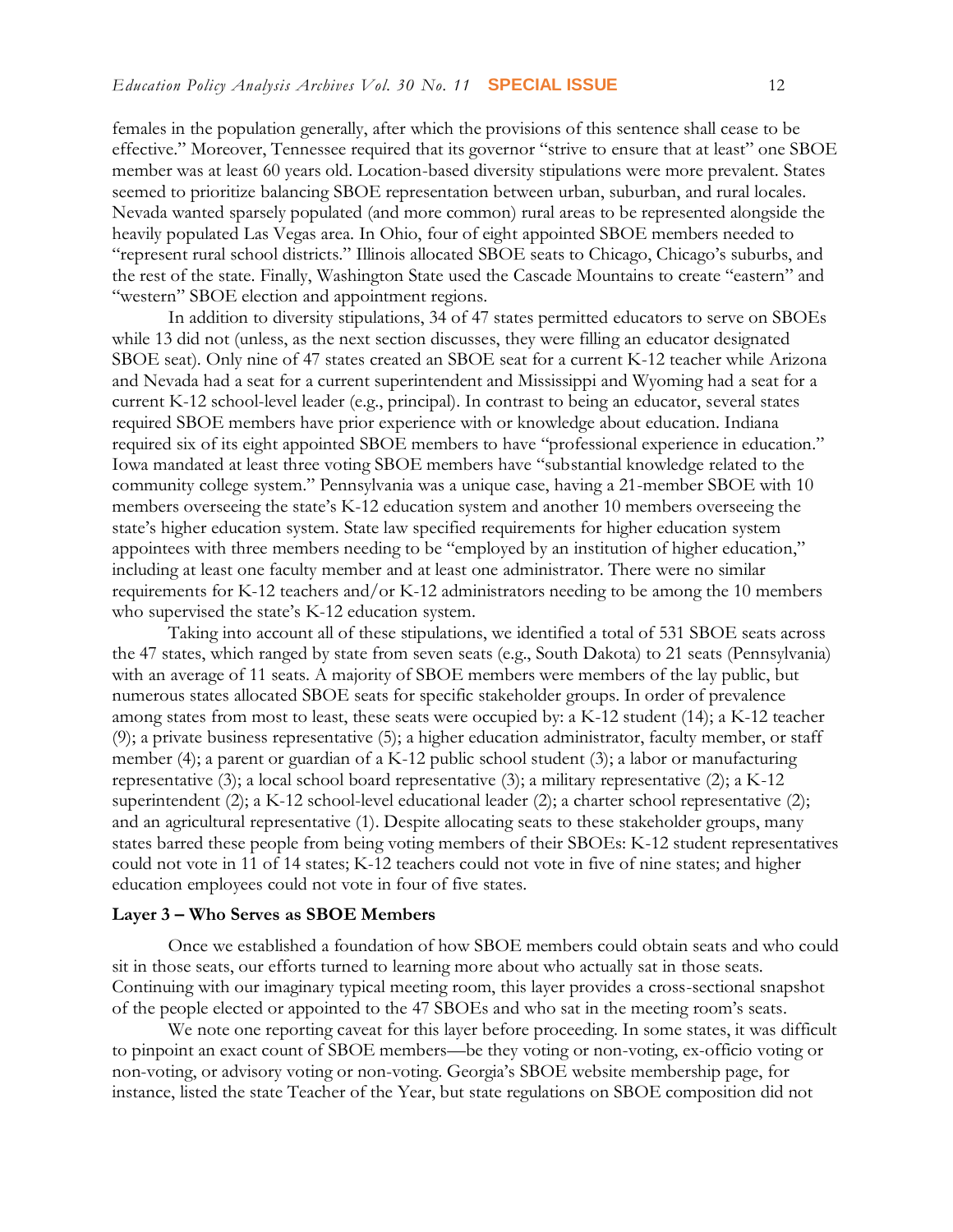females in the population generally, after which the provisions of this sentence shall cease to be effective." Moreover, Tennessee required that its governor "strive to ensure that at least" one SBOE member was at least 60 years old. Location-based diversity stipulations were more prevalent. States seemed to prioritize balancing SBOE representation between urban, suburban, and rural locales. Nevada wanted sparsely populated (and more common) rural areas to be represented alongside the heavily populated Las Vegas area. In Ohio, four of eight appointed SBOE members needed to "represent rural school districts." Illinois allocated SBOE seats to Chicago, Chicago's suburbs, and the rest of the state. Finally, Washington State used the Cascade Mountains to create "eastern" and "western" SBOE election and appointment regions.

In addition to diversity stipulations, 34 of 47 states permitted educators to serve on SBOEs while 13 did not (unless, as the next section discusses, they were filling an educator designated SBOE seat). Only nine of 47 states created an SBOE seat for a current K-12 teacher while Arizona and Nevada had a seat for a current superintendent and Mississippi and Wyoming had a seat for a current K-12 school-level leader (e.g., principal). In contrast to being an educator, several states required SBOE members have prior experience with or knowledge about education. Indiana required six of its eight appointed SBOE members to have "professional experience in education." Iowa mandated at least three voting SBOE members have "substantial knowledge related to the community college system." Pennsylvania was a unique case, having a 21-member SBOE with 10 members overseeing the state's K-12 education system and another 10 members overseeing the state's higher education system. State law specified requirements for higher education system appointees with three members needing to be "employed by an institution of higher education," including at least one faculty member and at least one administrator. There were no similar requirements for K-12 teachers and/or K-12 administrators needing to be among the 10 members who supervised the state's K-12 education system.

Taking into account all of these stipulations, we identified a total of 531 SBOE seats across the 47 states, which ranged by state from seven seats (e.g., South Dakota) to 21 seats (Pennsylvania) with an average of 11 seats. A majority of SBOE members were members of the lay public, but numerous states allocated SBOE seats for specific stakeholder groups. In order of prevalence among states from most to least, these seats were occupied by: a K-12 student (14); a K-12 teacher (9); a private business representative (5); a higher education administrator, faculty member, or staff member (4); a parent or guardian of a K-12 public school student (3); a labor or manufacturing representative (3); a local school board representative (3); a military representative (2); a K-12 superintendent (2); a K-12 school-level educational leader (2); a charter school representative (2); and an agricultural representative (1). Despite allocating seats to these stakeholder groups, many states barred these people from being voting members of their SBOEs: K-12 student representatives could not vote in 11 of 14 states; K-12 teachers could not vote in five of nine states; and higher education employees could not vote in four of five states.

### Layer 3 – Who Serves as SBOE Members

Once we established a foundation of how SBOE members could obtain seats and who could sit in those seats, our efforts turned to learning more about who actually sat in those seats. Continuing with our imaginary typical meeting room, this layer provides a cross-sectional snapshot of the people elected or appointed to the 47 SBOEs and who sat in the meeting room's seats.

We note one reporting caveat for this layer before proceeding. In some states, it was difficult to pinpoint an exact count of SBOE members—be they voting or non-voting, ex-officio voting or non-voting, or advisory voting or non-voting. Georgia's SBOE website membership page, for instance, listed the state Teacher of the Year, but state regulations on SBOE composition did not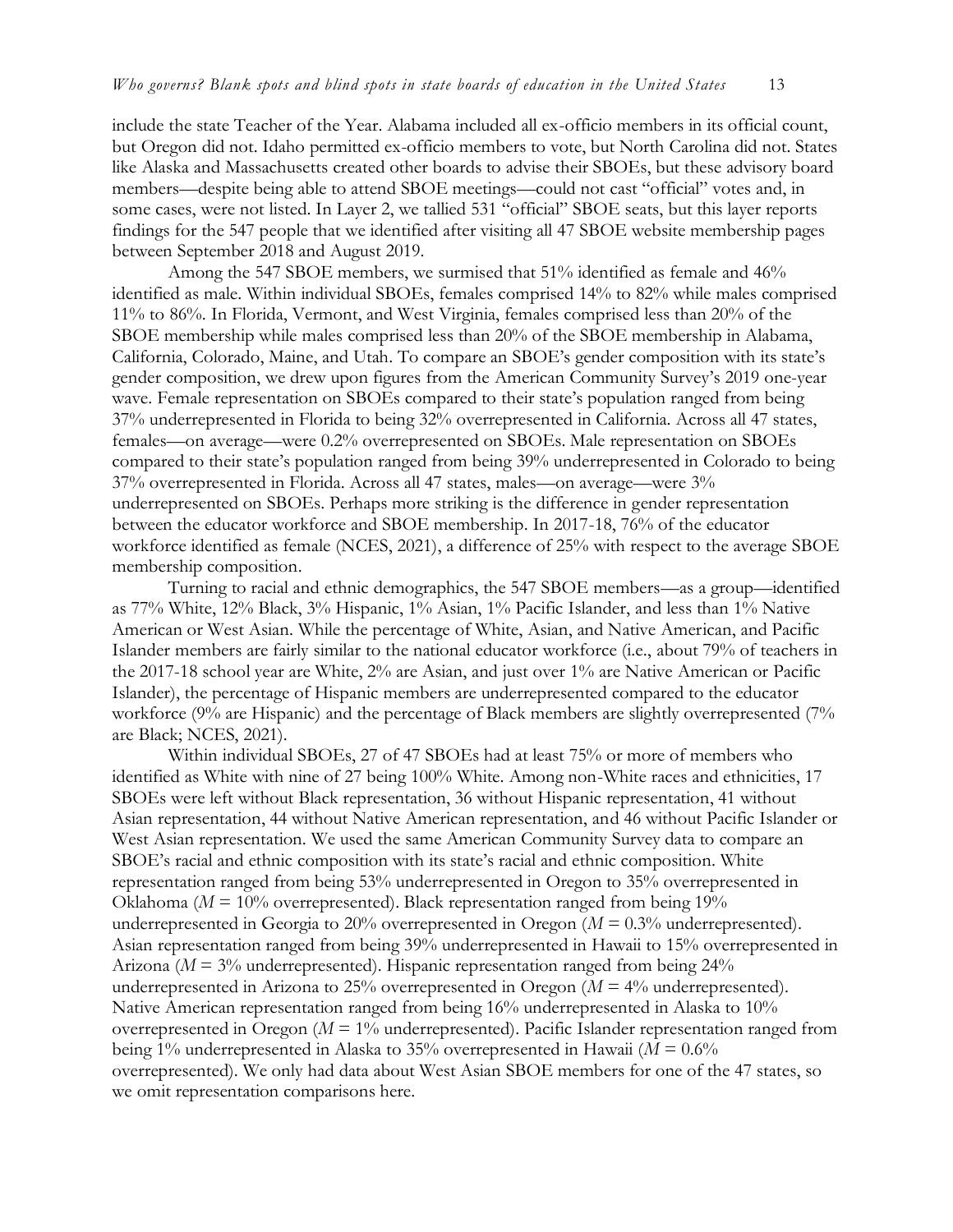include the state Teacher of the Year. Alabama included all ex-officio members in its official count, but Oregon did not. Idaho permitted ex-officio members to vote, but North Carolina did not. States like Alaska and Massachusetts created other boards to advise their SBOEs, but these advisory board members—despite being able to attend SBOE meetings—could not cast "official" votes and, in some cases, were not listed. In Layer 2, we tallied 531 "official" SBOE seats, but this layer reports findings for the 547 people that we identified after visiting all 47 SBOE website membership pages between September 2018 and August 2019.

Among the 547 SBOE members, we surmised that 51% identified as female and 46% identified as male. Within individual SBOEs, females comprised 14% to 82% while males comprised 11% to 86%. In Florida, Vermont, and West Virginia, females comprised less than 20% of the SBOE membership while males comprised less than 20% of the SBOE membership in Alabama, California, Colorado, Maine, and Utah. To compare an SBOE's gender composition with its state's gender composition, we drew upon figures from the American Community Survey's 2019 one-year wave. Female representation on SBOEs compared to their state's population ranged from being 37% underrepresented in Florida to being 32% overrepresented in California. Across all 47 states, females—on average—were 0.2% overrepresented on SBOEs. Male representation on SBOEs compared to their state's population ranged from being 39% underrepresented in Colorado to being 37% overrepresented in Florida. Across all 47 states, males—on average—were 3% underrepresented on SBOEs. Perhaps more striking is the difference in gender representation between the educator workforce and SBOE membership. In 2017-18, 76% of the educator workforce identified as female (NCES, 2021), a difference of 25% with respect to the average SBOE membership composition.

Turning to racial and ethnic demographics, the 547 SBOE members—as a group—identified as 77% White, 12% Black, 3% Hispanic, 1% Asian, 1% Pacific Islander, and less than 1% Native American or West Asian. While the percentage of White, Asian, and Native American, and Pacific Islander members are fairly similar to the national educator workforce (i.e., about 79% of teachers in the 2017-18 school year are White, 2% are Asian, and just over 1% are Native American or Pacific Islander), the percentage of Hispanic members are underrepresented compared to the educator workforce (9% are Hispanic) and the percentage of Black members are slightly overrepresented (7% are Black; NCES, 2021).

Within individual SBOEs, 27 of 47 SBOEs had at least 75% or more of members who identified as White with nine of 27 being 100% White. Among non-White races and ethnicities, 17 SBOEs were left without Black representation, 36 without Hispanic representation, 41 without Asian representation, 44 without Native American representation, and 46 without Pacific Islander or West Asian representation. We used the same American Community Survey data to compare an SBOE's racial and ethnic composition with its state's racial and ethnic composition. White representation ranged from being 53% underrepresented in Oregon to 35% overrepresented in Oklahoma ($M$ = 10% overrepresented). Black representation ranged from being 19% underrepresented in Georgia to 20% overrepresented in Oregon ($M$ = 0.3% underrepresented). Asian representation ranged from being 39% underrepresented in Hawaii to 15% overrepresented in Arizona ($M$ = 3% underrepresented). Hispanic representation ranged from being 24% underrepresented in Arizona to 25% overrepresented in Oregon ($M$ = 4% underrepresented). Native American representation ranged from being 16% underrepresented in Alaska to 10% overrepresented in Oregon ($M$ = 1% underrepresented). Pacific Islander representation ranged from being 1% underrepresented in Alaska to 35% overrepresented in Hawaii ($M$ = 0.6% overrepresented). We only had data about West Asian SBOE members for one of the 47 states, so we omit representation comparisons here.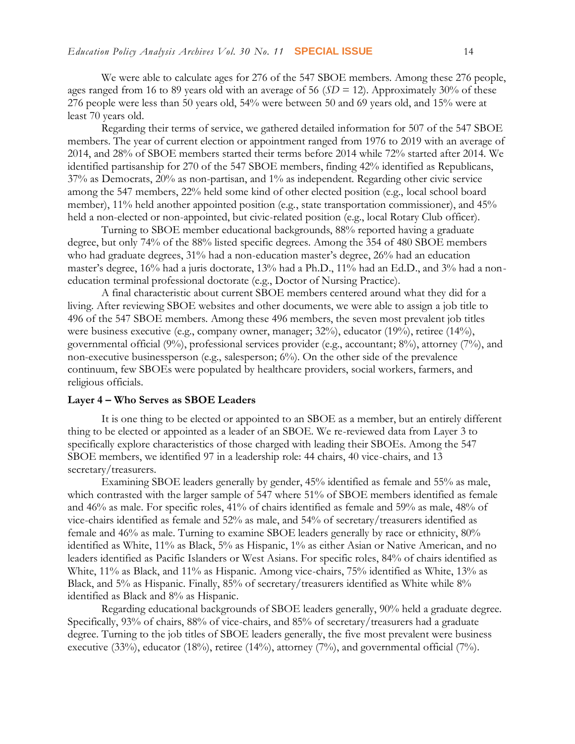We were able to calculate ages for 276 of the 547 SBOE members. Among these 276 people, ages ranged from 16 to 89 years old with an average of 56 (*SD* = 12). Approximately 30% of these 276 people were less than 50 years old, 54% were between 50 and 69 years old, and 15% were at least 70 years old.

Regarding their terms of service, we gathered detailed information for 507 of the 547 SBOE members. The year of current election or appointment ranged from 1976 to 2019 with an average of 2014, and 28% of SBOE members started their terms before 2014 while 72% started after 2014. We identified partisanship for 270 of the 547 SBOE members, finding 42% identified as Republicans, 37% as Democrats, 20% as non-partisan, and 1% as independent. Regarding other civic service among the 547 members, 22% held some kind of other elected position (e.g., local school board member), 11% held another appointed position (e.g., state transportation commissioner), and 45% held a non-elected or non-appointed, but civic-related position (e.g., local Rotary Club officer).

Turning to SBOE member educational backgrounds, 88% reported having a graduate degree, but only 74% of the 88% listed specific degrees. Among the 354 of 480 SBOE members who had graduate degrees, 31% had a non-education master's degree, 26% had an education master's degree, 16% had a juris doctorate, 13% had a Ph.D., 11% had an Ed.D., and 3% had a non-education terminal professional doctorate (e.g., Doctor of Nursing Practice).

A final characteristic about current SBOE members centered around what they did for a living. After reviewing SBOE websites and other documents, we were able to assign a job title to 496 of the 547 SBOE members. Among these 496 members, the seven most prevalent job titles were business executive (e.g., company owner, manager; 32%), educator (19%), retiree (14%), governmental official (9%), professional services provider (e.g., accountant; 8%), attorney (7%), and non-executive businessperson (e.g., salesperson; 6%). On the other side of the prevalence continuum, few SBOEs were populated by healthcare providers, social workers, farmers, and religious officials.

**Layer 4 – Who Serves as SBOE Leaders**

It is one thing to be elected or appointed to an SBOE as a member, but an entirely different thing to be elected or appointed as a leader of an SBOE. We re-reviewed data from Layer 3 to specifically explore characteristics of those charged with leading their SBOEs. Among the 547 SBOE members, we identified 97 in a leadership role: 44 chairs, 40 vice-chairs, and 13 secretary/treasurers.

Examining SBOE leaders generally by gender, 45% identified as female and 55% as male, which contrasted with the larger sample of 547 where 51% of SBOE members identified as female and 46% as male. For specific roles, 41% of chairs identified as female and 59% as male, 48% of vice-chairs identified as female and 52% as male, and 54% of secretary/treasurers identified as female and 46% as male. Turning to examine SBOE leaders generally by race or ethnicity, 80% identified as White, 11% as Black, 5% as Hispanic, 1% as either Asian or Native American, and no leaders identified as Pacific Islanders or West Asians. For specific roles, 84% of chairs identified as White, 11% as Black, and 11% as Hispanic. Among vice-chairs, 75% identified as White, 13% as Black, and 5% as Hispanic. Finally, 85% of secretary/treasurers identified as White while 8% identified as Black and 8% as Hispanic.

Regarding educational backgrounds of SBOE leaders generally, 90% held a graduate degree. Specifically, 93% of chairs, 88% of vice-chairs, and 85% of secretary/treasurers had a graduate degree. Turning to the job titles of SBOE leaders generally, the five most prevalent were business executive (33%), educator (18%), retiree (14%), attorney (7%), and governmental official (7%).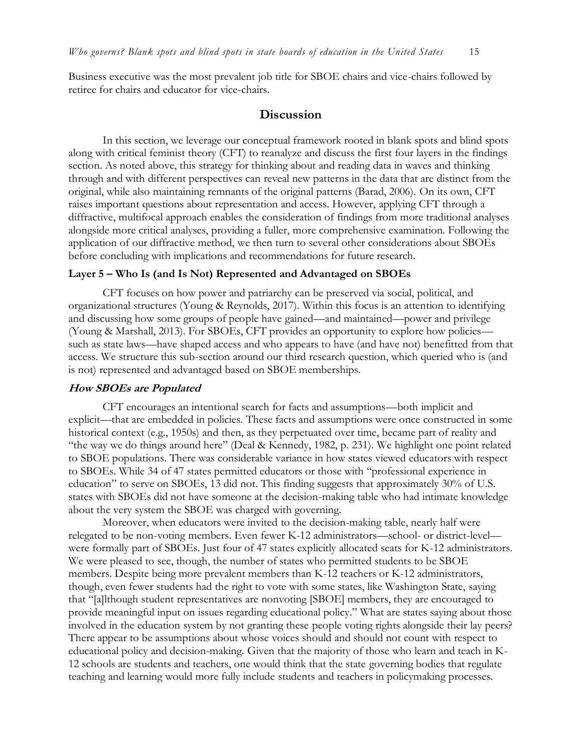Business executive was the most prevalent job title for SBOE chairs and vice-chairs followed by retiree for chairs and educator for vice-chairs.

## Discussion

In this section, we leverage our conceptual framework rooted in blank spots and blind spots along with critical feminist theory (CFT) to reanalyze and discuss the first four layers in the findings section. As noted above, this strategy for thinking about and reading data in waves and thinking through and with different perspectives can reveal new patterns in the data that are distinct from the original, while also maintaining remnants of the original patterns (Barad, 2006). On its own, CFT raises important questions about representation and access. However, applying CFT through a diffractive, multifocal approach enables the consideration of findings from more traditional analyses alongside more critical analyses, providing a fuller, more comprehensive examination. Following the application of our diffractive method, we then turn to several other considerations about SBOEs before concluding with implications and recommendations for future research.

### Layer 5 – Who Is (and Is Not) Represented and Advantaged on SBOEs

CFT focuses on how power and patriarchy can be preserved via social, political, and organizational structures (Young & Reynolds, 2017). Within this focus is an attention to identifying and discussing how some groups of people have gained—and maintained—power and privilege (Young & Marshall, 2013). For SBOEs, CFT provides an opportunity to explore how policies—such as state laws—have shaped access and who appears to have (and have not) benefitted from that access. We structure this sub-section around our third research question, which queried who is (and is not) represented and advantaged based on SBOE memberships.

#### *How SBOEs are Populated*

CFT encourages an intentional search for facts and assumptions—both implicit and explicit—that are embedded in policies. These facts and assumptions were once constructed in some historical context (e.g., 1950s) and then, as they perpetuated over time, became part of reality and "the way we do things around here" (Deal & Kennedy, 1982, p. 231). We highlight one point related to SBOE populations. There was considerable variance in how states viewed educators with respect to SBOEs. While 34 of 47 states permitted educators or those with "professional experience in education" to serve on SBOEs, 13 did not. This finding suggests that approximately 30% of U.S. states with SBOEs did not have someone at the decision-making table who had intimate knowledge about the very system the SBOE was charged with governing.

Moreover, when educators were invited to the decision-making table, nearly half were relegated to be non-voting members. Even fewer K-12 administrators—school- or district-level—were formally part of SBOEs. Just four of 47 states explicitly allocated seats for K-12 administrators. We were pleased to see, though, the number of states who permitted students to be SBOE members. Despite being more prevalent members than K-12 teachers or K-12 administrators, though, even fewer students had the right to vote with some states, like Washington State, saying that "[a]lthough student representatives are nonvoting [SBOE] members, they are encouraged to provide meaningful input on issues regarding educational policy." What are states saying about those involved in the education system by not granting these people voting rights alongside their lay peers? There appear to be assumptions about whose voices should and should not count with respect to educational policy and decision-making. Given that the majority of those who learn and teach in K-12 schools are students and teachers, one would think that the state governing bodies that regulate teaching and learning would more fully include students and teachers in policymaking processes.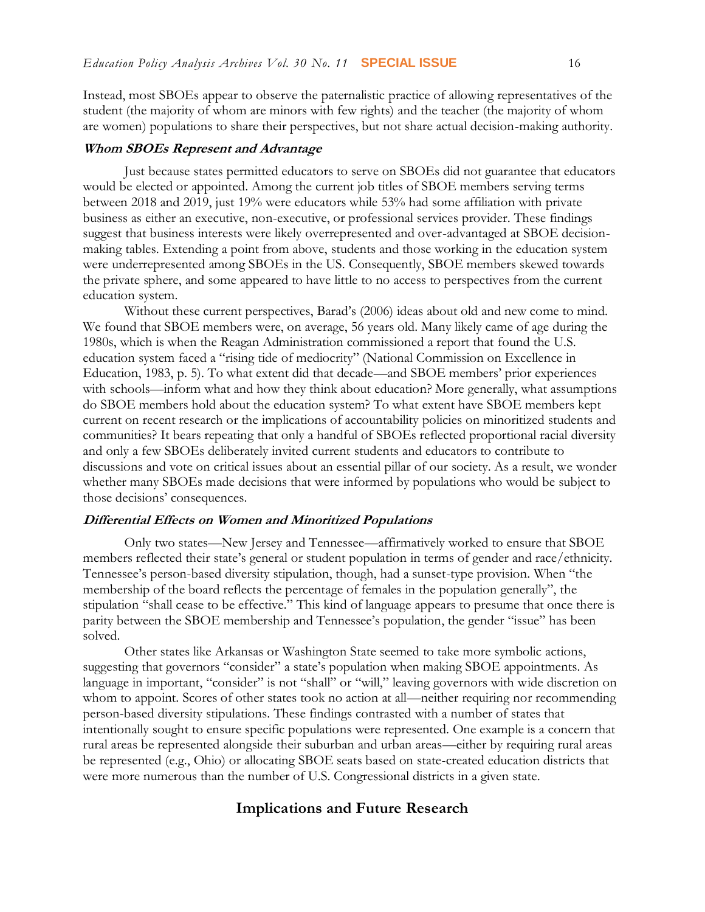Instead, most SBOEs appear to observe the paternalistic practice of allowing representatives of the student (the majority of whom are minors with few rights) and the teacher (the majority of whom are women) populations to share their perspectives, but not share actual decision-making authority.

#### *Whom SBOEs Represent and Advantage*

Just because states permitted educators to serve on SBOEs did not guarantee that educators would be elected or appointed. Among the current job titles of SBOE members serving terms between 2018 and 2019, just 19% were educators while 53% had some affiliation with private business as either an executive, non-executive, or professional services provider. These findings suggest that business interests were likely overrepresented and over-advantaged at SBOE decision-making tables. Extending a point from above, students and those working in the education system were underrepresented among SBOEs in the US. Consequently, SBOE members skewed towards the private sphere, and some appeared to have little to no access to perspectives from the current education system.

Without these current perspectives, Barad's (2006) ideas about old and new come to mind. We found that SBOE members were, on average, 56 years old. Many likely came of age during the 1980s, which is when the Reagan Administration commissioned a report that found the U.S. education system faced a "rising tide of mediocrity" (National Commission on Excellence in Education, 1983, p. 5). To what extent did that decade—and SBOE members' prior experiences with schools—inform what and how they think about education? More generally, what assumptions do SBOE members hold about the education system? To what extent have SBOE members kept current on recent research or the implications of accountability policies on minoritized students and communities? It bears repeating that only a handful of SBOEs reflected proportional racial diversity and only a few SBOEs deliberately invited current students and educators to contribute to discussions and vote on critical issues about an essential pillar of our society. As a result, we wonder whether many SBOEs made decisions that were informed by populations who would be subject to those decisions' consequences.

#### *Differential Effects on Women and Minoritized Populations*

Only two states—New Jersey and Tennessee—affirmatively worked to ensure that SBOE members reflected their state's general or student population in terms of gender and race/ethnicity. Tennessee's person-based diversity stipulation, though, had a sunset-type provision. When "the membership of the board reflects the percentage of females in the population generally", the stipulation "shall cease to be effective." This kind of language appears to presume that once there is parity between the SBOE membership and Tennessee's population, the gender "issue" has been solved.

Other states like Arkansas or Washington State seemed to take more symbolic actions, suggesting that governors "consider" a state's population when making SBOE appointments. As language in important, "consider" is not "shall" or "will," leaving governors with wide discretion on whom to appoint. Scores of other states took no action at all—neither requiring nor recommending person-based diversity stipulations. These findings contrasted with a number of states that intentionally sought to ensure specific populations were represented. One example is a concern that rural areas be represented alongside their suburban and urban areas—either by requiring rural areas be represented (e.g., Ohio) or allocating SBOE seats based on state-created education districts that were more numerous than the number of U.S. Congressional districts in a given state.

## Implications and Future Research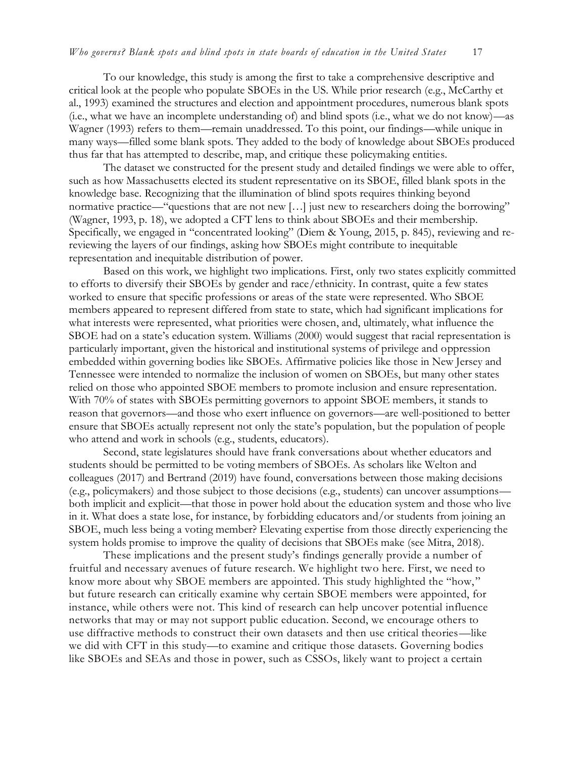To our knowledge, this study is among the first to take a comprehensive descriptive and critical look at the people who populate SBOEs in the US. While prior research (e.g., McCarthy et al., 1993) examined the structures and election and appointment procedures, numerous blank spots (i.e., what we have an incomplete understanding of) and blind spots (i.e., what we do not know)—as Wagner (1993) refers to them—remain unaddressed. To this point, our findings—while unique in many ways—filled some blank spots. They added to the body of knowledge about SBOEs produced thus far that has attempted to describe, map, and critique these policymaking entities.

The dataset we constructed for the present study and detailed findings we were able to offer, such as how Massachusetts elected its student representative on its SBOE, filled blank spots in the knowledge base. Recognizing that the illumination of blind spots requires thinking beyond normative practice—"questions that are not new […] just new to researchers doing the borrowing" (Wagner, 1993, p. 18), we adopted a CFT lens to think about SBOEs and their membership. Specifically, we engaged in "concentrated looking" (Diem & Young, 2015, p. 845), reviewing and re-reviewing the layers of our findings, asking how SBOEs might contribute to inequitable representation and inequitable distribution of power.

Based on this work, we highlight two implications. First, only two states explicitly committed to efforts to diversify their SBOEs by gender and race/ethnicity. In contrast, quite a few states worked to ensure that specific professions or areas of the state were represented. Who SBOE members appeared to represent differed from state to state, which had significant implications for what interests were represented, what priorities were chosen, and, ultimately, what influence the SBOE had on a state's education system. Williams (2000) would suggest that racial representation is particularly important, given the historical and institutional systems of privilege and oppression embedded within governing bodies like SBOEs. Affirmative policies like those in New Jersey and Tennessee were intended to normalize the inclusion of women on SBOEs, but many other states relied on those who appointed SBOE members to promote inclusion and ensure representation. With 70% of states with SBOEs permitting governors to appoint SBOE members, it stands to reason that governors—and those who exert influence on governors—are well-positioned to better ensure that SBOEs actually represent not only the state's population, but the population of people who attend and work in schools (e.g., students, educators).

Second, state legislatures should have frank conversations about whether educators and students should be permitted to be voting members of SBOEs. As scholars like Welton and colleagues (2017) and Bertrand (2019) have found, conversations between those making decisions (e.g., policymakers) and those subject to those decisions (e.g., students) can uncover assumptions—both implicit and explicit—that those in power hold about the education system and those who live in it. What does a state lose, for instance, by forbidding educators and/or students from joining an SBOE, much less being a voting member? Elevating expertise from those directly experiencing the system holds promise to improve the quality of decisions that SBOEs make (see Mitra, 2018).

These implications and the present study's findings generally provide a number of fruitful and necessary avenues of future research. We highlight two here. First, we need to know more about why SBOE members are appointed. This study highlighted the "how," but future research can critically examine why certain SBOE members were appointed, for instance, while others were not. This kind of research can help uncover potential influence networks that may or may not support public education. Second, we encourage others to use diffractive methods to construct their own datasets and then use critical theories—like we did with CFT in this study—to examine and critique those datasets. Governing bodies like SBOEs and SEAs and those in power, such as CSSOs, likely want to project a certain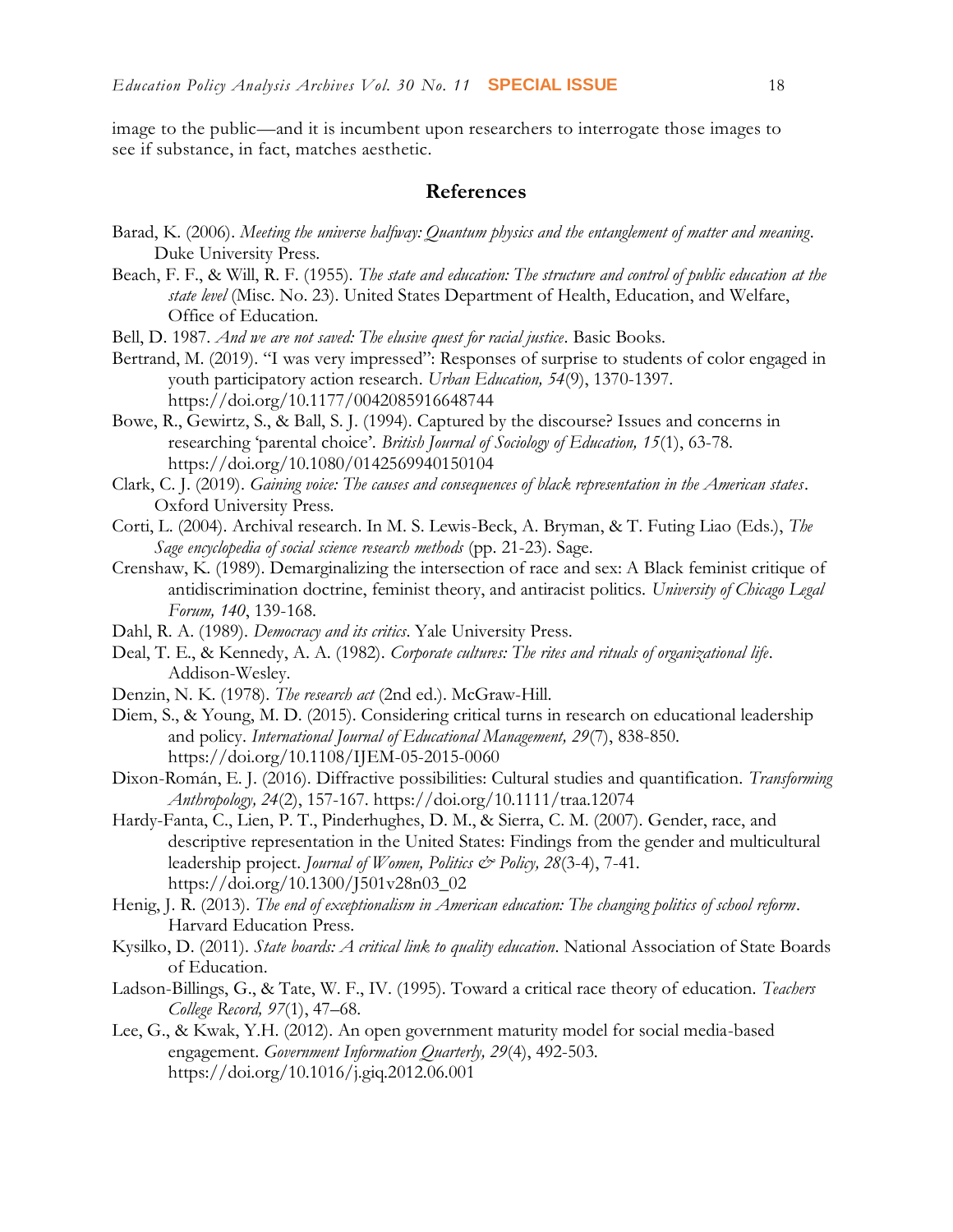image to the public—and it is incumbent upon researchers to interrogate those images to see if substance, in fact, matches aesthetic.

## References

Barad, K. (2006). *Meeting the universe halfway: Quantum physics and the entanglement of matter and meaning*. Duke University Press.

Beach, F. F., & Will, R. F. (1955). *The state and education: The structure and control of public education at the state level* (Misc. No. 23). United States Department of Health, Education, and Welfare, Office of Education.

Bell, D. 1987. *And we are not saved: The elusive quest for racial justice*. Basic Books.

Bertrand, M. (2019). "I was very impressed": Responses of surprise to students of color engaged in youth participatory action research. *Urban Education, 54*(9), 1370-1397. https://doi.org/10.1177/0042085916648744

Bowe, R., Gewirtz, S., & Ball, S. J. (1994). Captured by the discourse? Issues and concerns in researching 'parental choice'. *British Journal of Sociology of Education, 15*(1), 63-78. https://doi.org/10.1080/0142569940150104

Clark, C. J. (2019). *Gaining voice: The causes and consequences of black representation in the American states*. Oxford University Press.

Corti, L. (2004). Archival research. In M. S. Lewis-Beck, A. Bryman, & T. Futing Liao (Eds.), *The Sage encyclopedia of social science research methods* (pp. 21-23). Sage.

Crenshaw, K. (1989). Demarginalizing the intersection of race and sex: A Black feminist critique of antidiscrimination doctrine, feminist theory, and antiracist politics. *University of Chicago Legal Forum, 140*, 139-168.

Dahl, R. A. (1989). *Democracy and its critics*. Yale University Press.

Deal, T. E., & Kennedy, A. A. (1982). *Corporate cultures: The rites and rituals of organizational life*. Addison-Wesley.

Denzin, N. K. (1978). *The research act* (2nd ed.). McGraw-Hill.

Diem, S., & Young, M. D. (2015). Considering critical turns in research on educational leadership and policy. *International Journal of Educational Management, 29*(7), 838-850. https://doi.org/10.1108/IJEM-05-2015-0060

Dixon-Román, E. J. (2016). Diffractive possibilities: Cultural studies and quantification. *Transforming Anthropology, 24*(2), 157-167. https://doi.org/10.1111/traa.12074

Hardy-Fanta, C., Lien, P. T., Pinderhughes, D. M., & Sierra, C. M. (2007). Gender, race, and descriptive representation in the United States: Findings from the gender and multicultural leadership project. *Journal of Women, Politics & Policy, 28*(3-4), 7-41. https://doi.org/10.1300/J501v28n03_02

Henig, J. R. (2013). *The end of exceptionalism in American education: The changing politics of school reform*. Harvard Education Press.

Kysilko, D. (2011). *State boards: A critical link to quality education*. National Association of State Boards of Education.

Ladson-Billings, G., & Tate, W. F., IV. (1995). Toward a critical race theory of education. *Teachers College Record, 97*(1), 47–68.

Lee, G., & Kwak, Y.H. (2012). An open government maturity model for social media-based engagement. *Government Information Quarterly, 29*(4), 492-503. https://doi.org/10.1016/j.giq.2012.06.001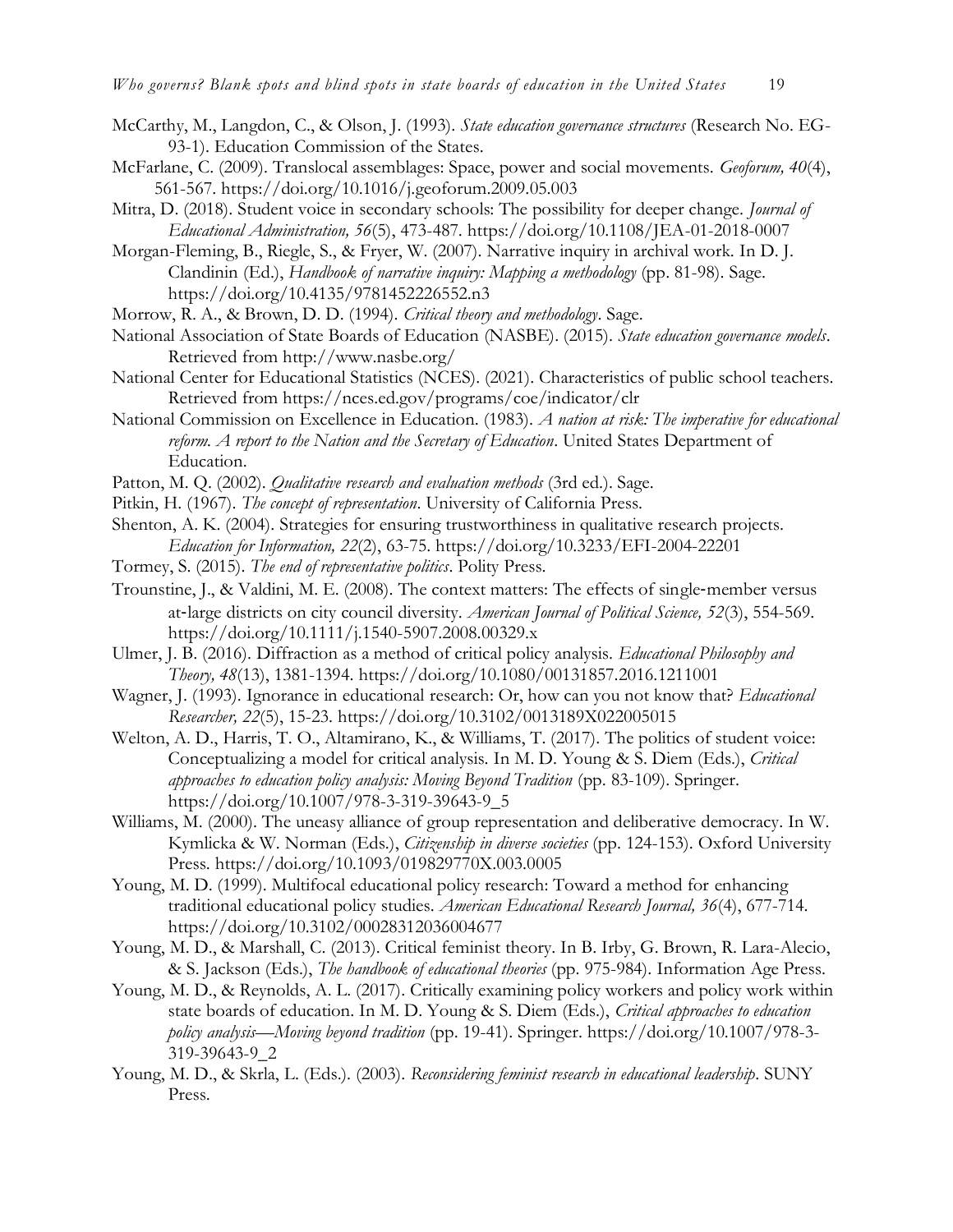McCarthy, M., Langdon, C., & Olson, J. (1993). *State education governance structures* (Research No. EG-93-1). Education Commission of the States.

McFarlane, C. (2009). Translocal assemblages: Space, power and social movements. *Geoforum, 40*(4), 561-567. https://doi.org/10.1016/j.geoforum.2009.05.003

Mitra, D. (2018). Student voice in secondary schools: The possibility for deeper change. *Journal of Educational Administration, 56*(5), 473-487. https://doi.org/10.1108/JEA-01-2018-0007

Morgan-Fleming, B., Riegle, S., & Fryer, W. (2007). Narrative inquiry in archival work. In D. J. Clandinin (Ed.), *Handbook of narrative inquiry: Mapping a methodology* (pp. 81-98). Sage. https://doi.org/10.4135/9781452226552.n3

Morrow, R. A., & Brown, D. D. (1994). *Critical theory and methodology*. Sage.

National Association of State Boards of Education (NASBE). (2015). *State education governance models*. Retrieved from http://www.nasbe.org/

National Center for Educational Statistics (NCES). (2021). Characteristics of public school teachers. Retrieved from https://nces.ed.gov/programs/coe/indicator/clr

National Commission on Excellence in Education. (1983). *A nation at risk: The imperative for educational reform. A report to the Nation and the Secretary of Education*. United States Department of Education.

Patton, M. Q. (2002). *Qualitative research and evaluation methods* (3rd ed.). Sage.

Pitkin, H. (1967). *The concept of representation*. University of California Press.

Shenton, A. K. (2004). Strategies for ensuring trustworthiness in qualitative research projects. *Education for Information, 22*(2), 63-75. https://doi.org/10.3233/EFI-2004-22201

Tormey, S. (2015). *The end of representative politics*. Polity Press.

Trounstine, J., & Valdini, M. E. (2008). The context matters: The effects of single-member versus at-large districts on city council diversity. *American Journal of Political Science, 52*(3), 554-569. https://doi.org/10.1111/j.1540-5907.2008.00329.x

Ulmer, J. B. (2016). Diffraction as a method of critical policy analysis. *Educational Philosophy and Theory, 48*(13), 1381-1394. https://doi.org/10.1080/00131857.2016.1211001

Wagner, J. (1993). Ignorance in educational research: Or, how can you not know that? *Educational Researcher, 22*(5), 15-23. https://doi.org/10.3102/0013189X022005015

Welton, A. D., Harris, T. O., Altamirano, K., & Williams, T. (2017). The politics of student voice: Conceptualizing a model for critical analysis. In M. D. Young & S. Diem (Eds.), *Critical approaches to education policy analysis: Moving Beyond Tradition* (pp. 83-109). Springer. https://doi.org/10.1007/978-3-319-39643-9_5

Williams, M. (2000). The uneasy alliance of group representation and deliberative democracy. In W. Kymlicka & W. Norman (Eds.), *Citizenship in diverse societies* (pp. 124-153). Oxford University Press. https://doi.org/10.1093/019829770X.003.0005

Young, M. D. (1999). Multifocal educational policy research: Toward a method for enhancing traditional educational policy studies. *American Educational Research Journal, 36*(4), 677-714. https://doi.org/10.3102/00028312036004677

Young, M. D., & Marshall, C. (2013). Critical feminist theory. In B. Irby, G. Brown, R. Lara-Alecio, & S. Jackson (Eds.), *The handbook of educational theories* (pp. 975-984). Information Age Press.

Young, M. D., & Reynolds, A. L. (2017). Critically examining policy workers and policy work within state boards of education. In M. D. Young & S. Diem (Eds.), *Critical approaches to education policy analysis—Moving beyond tradition* (pp. 19-41). Springer. https://doi.org/10.1007/978-3-319-39643-9_2

Young, M. D., & Skrla, L. (Eds.). (2003). *Reconsidering feminist research in educational leadership*. SUNY Press.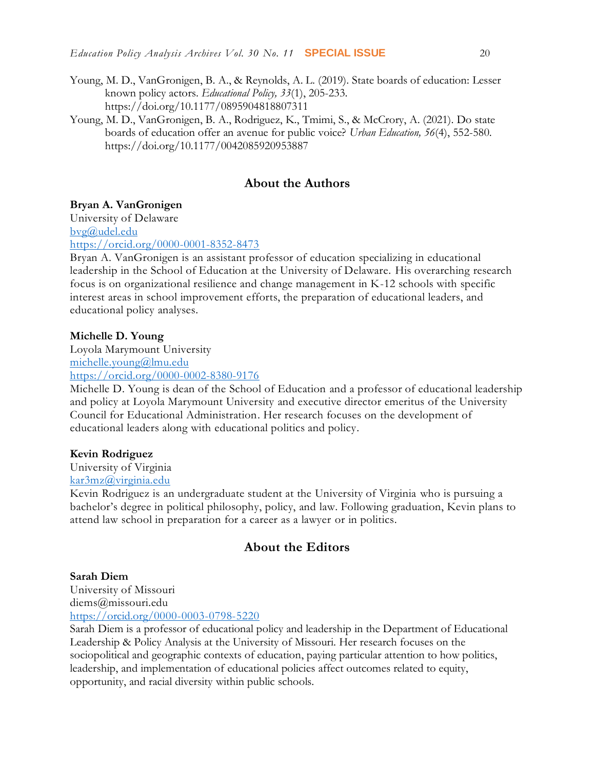Young, M. D., VanGronigen, B. A., & Reynolds, A. L. (2019). State boards of education: Lesser known policy actors. *Educational Policy, 33*(1), 205-233. https://doi.org/10.1177/0895904818807311

Young, M. D., VanGronigen, B. A., Rodriguez, K., Tmimi, S., & McCrory, A. (2021). Do state boards of education offer an avenue for public voice? *Urban Education, 56*(4), 552-580. https://doi.org/10.1177/0042085920953887

## About the Authors

**Bryan A. VanGronigen**
University of Delaware
bvg@udel.edu
https://orcid.org/0000-0001-8352-8473
Bryan A. VanGronigen is an assistant professor of education specializing in educational leadership in the School of Education at the University of Delaware. His overarching research focus is on organizational resilience and change management in K-12 schools with specific interest areas in school improvement efforts, the preparation of educational leaders, and educational policy analyses.

**Michelle D. Young**
Loyola Marymount University
michelle.young@lmu.edu
https://orcid.org/0000-0002-8380-9176
Michelle D. Young is dean of the School of Education and a professor of educational leadership and policy at Loyola Marymount University and executive director emeritus of the University Council for Educational Administration. Her research focuses on the development of educational leaders along with educational politics and policy.

**Kevin Rodriguez**
University of Virginia
kar3mz@virginia.edu
Kevin Rodriguez is an undergraduate student at the University of Virginia who is pursuing a bachelor's degree in political philosophy, policy, and law. Following graduation, Kevin plans to attend law school in preparation for a career as a lawyer or in politics.

## About the Editors

**Sarah Diem**
University of Missouri
diems@missouri.edu
https://orcid.org/0000-0003-0798-5220
Sarah Diem is a professor of educational policy and leadership in the Department of Educational Leadership & Policy Analysis at the University of Missouri. Her research focuses on the sociopolitical and geographic contexts of education, paying particular attention to how politics, leadership, and implementation of educational policies affect outcomes related to equity, opportunity, and racial diversity within public schools.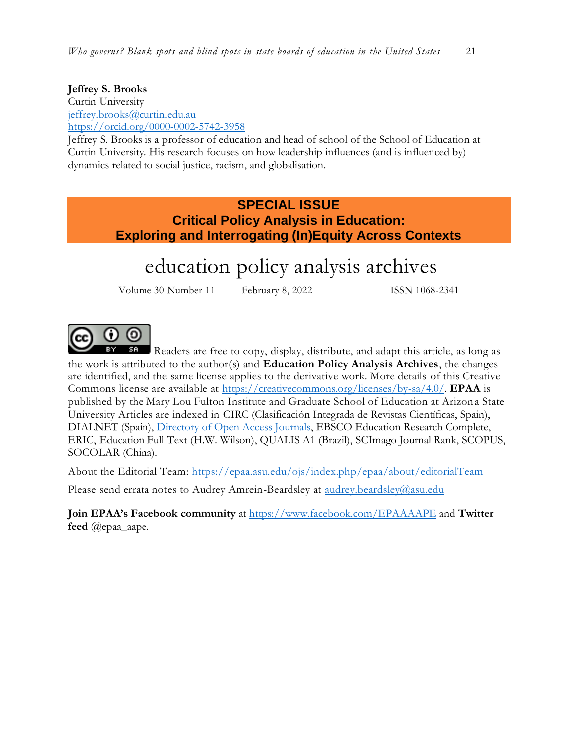**Jeffrey S. Brooks**
Curtin University
jeffrey.brooks@curtin.edu.au
https://orcid.org/0000-0002-5742-3958
Jeffrey S. Brooks is a professor of education and head of school of the School of Education at Curtin University. His research focuses on how leadership influences (and is influenced by) dynamics related to social justice, racism, and globalisation.

**SPECIAL ISSUE**
**Critical Policy Analysis in Education:**
**Exploring and Interrogating (In)Equity Across Contexts**

# education policy analysis archives

Volume 30 Number 11 February 8, 2022 ISSN 1068-2341

Readers are free to copy, display, distribute, and adapt this article, as long as the work is attributed to the author(s) and **Education Policy Analysis Archives**, the changes are identified, and the same license applies to the derivative work. More details of this Creative Commons license are available at https://creativecommons.org/licenses/by-sa/4.0/. **EPAA** is published by the Mary Lou Fulton Institute and Graduate School of Education at Arizona State University Articles are indexed in CIRC (Clasificación Integrada de Revistas Científicas, Spain), DIALNET (Spain), Directory of Open Access Journals, EBSCO Education Research Complete, ERIC, Education Full Text (H.W. Wilson), QUALIS A1 (Brazil), SCImago Journal Rank, SCOPUS, SOCOLAR (China).

About the Editorial Team: https://epaa.asu.edu/ojs/index.php/epaa/about/editorialTeam

Please send errata notes to Audrey Amrein-Beardsley at audrey.beardsley@asu.edu

**Join EPAA's Facebook community** at https://www.facebook.com/EPAAAAPE and **Twitter feed** @epaa_aape.